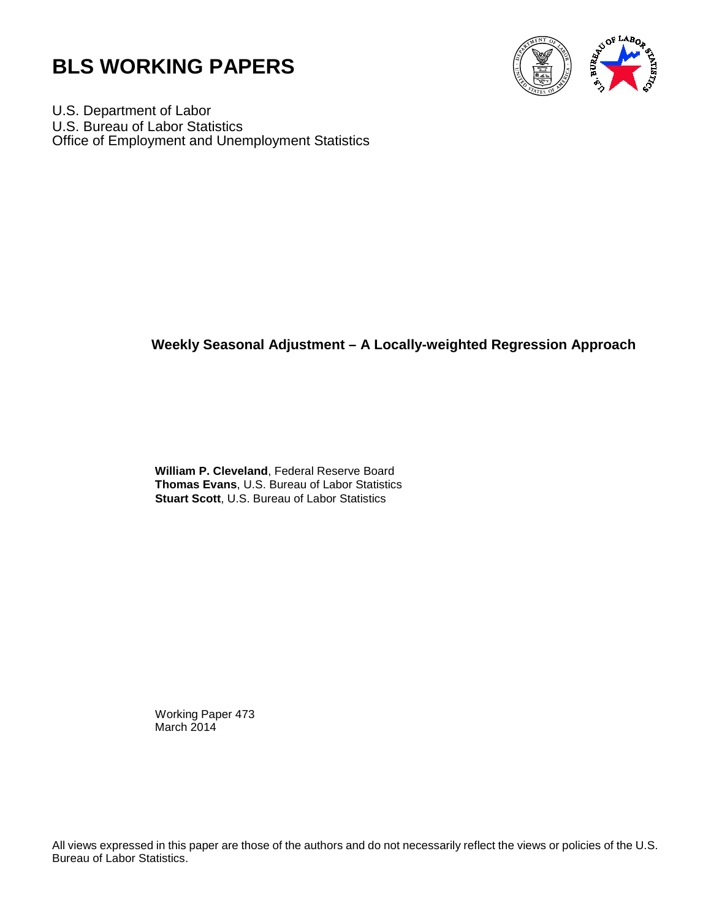# BLS WORKING PAPERS

U.S. Department of Labor
U.S. Bureau of Labor Statistics
Office of Employment and Unemployment Statistics

## Weekly Seasonal Adjustment – A Locally-weighted Regression Approach

**William P. Cleveland**, Federal Reserve Board
**Thomas Evans**, U.S. Bureau of Labor Statistics
**Stuart Scott**, U.S. Bureau of Labor Statistics

Working Paper 473
March 2014

All views expressed in this paper are those of the authors and do not necessarily reflect the views or policies of the U.S. Bureau of Labor Statistics.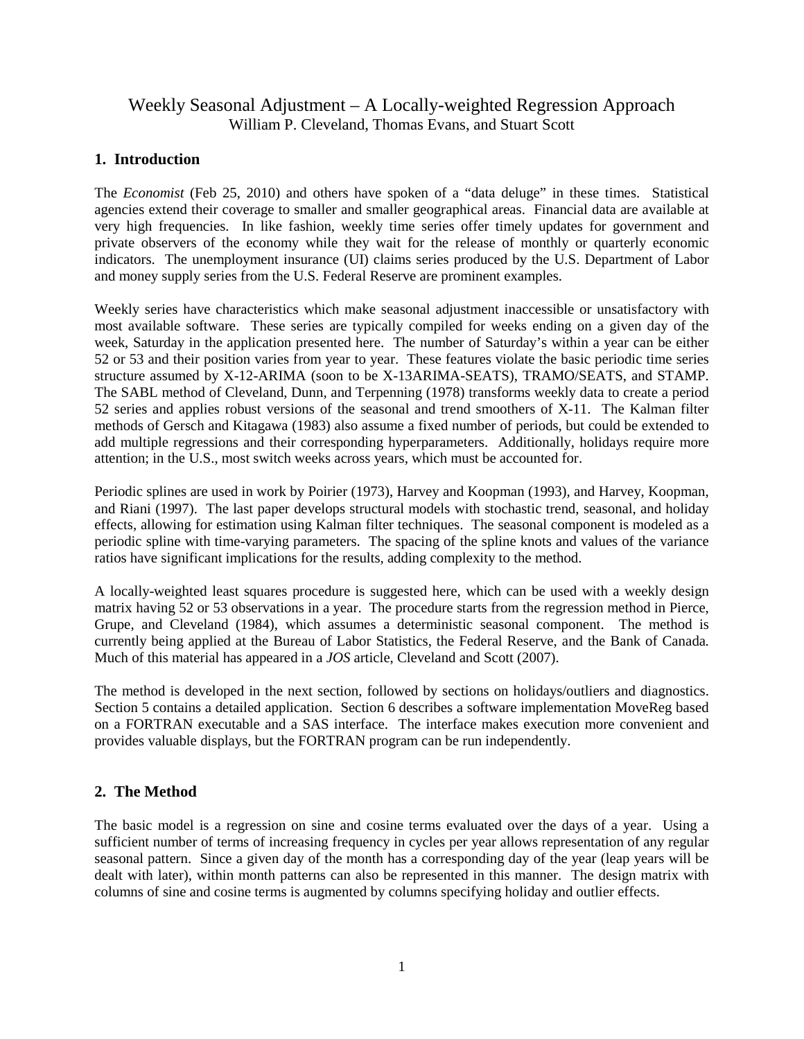# Weekly Seasonal Adjustment – A Locally-weighted Regression Approach

William P. Cleveland, Thomas Evans, and Stuart Scott

## 1. Introduction

The *Economist* (Feb 25, 2010) and others have spoken of a "data deluge" in these times. Statistical agencies extend their coverage to smaller and smaller geographical areas. Financial data are available at very high frequencies. In like fashion, weekly time series offer timely updates for government and private observers of the economy while they wait for the release of monthly or quarterly economic indicators. The unemployment insurance (UI) claims series produced by the U.S. Department of Labor and money supply series from the U.S. Federal Reserve are prominent examples.

Weekly series have characteristics which make seasonal adjustment inaccessible or unsatisfactory with most available software. These series are typically compiled for weeks ending on a given day of the week, Saturday in the application presented here. The number of Saturday's within a year can be either 52 or 53 and their position varies from year to year. These features violate the basic periodic time series structure assumed by X-12-ARIMA (soon to be X-13ARIMA-SEATS), TRAMO/SEATS, and STAMP. The SABL method of Cleveland, Dunn, and Terpenning (1978) transforms weekly data to create a period 52 series and applies robust versions of the seasonal and trend smoothers of X-11. The Kalman filter methods of Gersch and Kitagawa (1983) also assume a fixed number of periods, but could be extended to add multiple regressions and their corresponding hyperparameters. Additionally, holidays require more attention; in the U.S., most switch weeks across years, which must be accounted for.

Periodic splines are used in work by Poirier (1973), Harvey and Koopman (1993), and Harvey, Koopman, and Riani (1997). The last paper develops structural models with stochastic trend, seasonal, and holiday effects, allowing for estimation using Kalman filter techniques. The seasonal component is modeled as a periodic spline with time-varying parameters. The spacing of the spline knots and values of the variance ratios have significant implications for the results, adding complexity to the method.

A locally-weighted least squares procedure is suggested here, which can be used with a weekly design matrix having 52 or 53 observations in a year. The procedure starts from the regression method in Pierce, Grupe, and Cleveland (1984), which assumes a deterministic seasonal component. The method is currently being applied at the Bureau of Labor Statistics, the Federal Reserve, and the Bank of Canada. Much of this material has appeared in a *JOS* article, Cleveland and Scott (2007).

The method is developed in the next section, followed by sections on holidays/outliers and diagnostics. Section 5 contains a detailed application. Section 6 describes a software implementation MoveReg based on a FORTRAN executable and a SAS interface. The interface makes execution more convenient and provides valuable displays, but the FORTRAN program can be run independently.

## 2. The Method

The basic model is a regression on sine and cosine terms evaluated over the days of a year. Using a sufficient number of terms of increasing frequency in cycles per year allows representation of any regular seasonal pattern. Since a given day of the month has a corresponding day of the year (leap years will be dealt with later), within month patterns can also be represented in this manner. The design matrix with columns of sine and cosine terms is augmented by columns specifying holiday and outlier effects.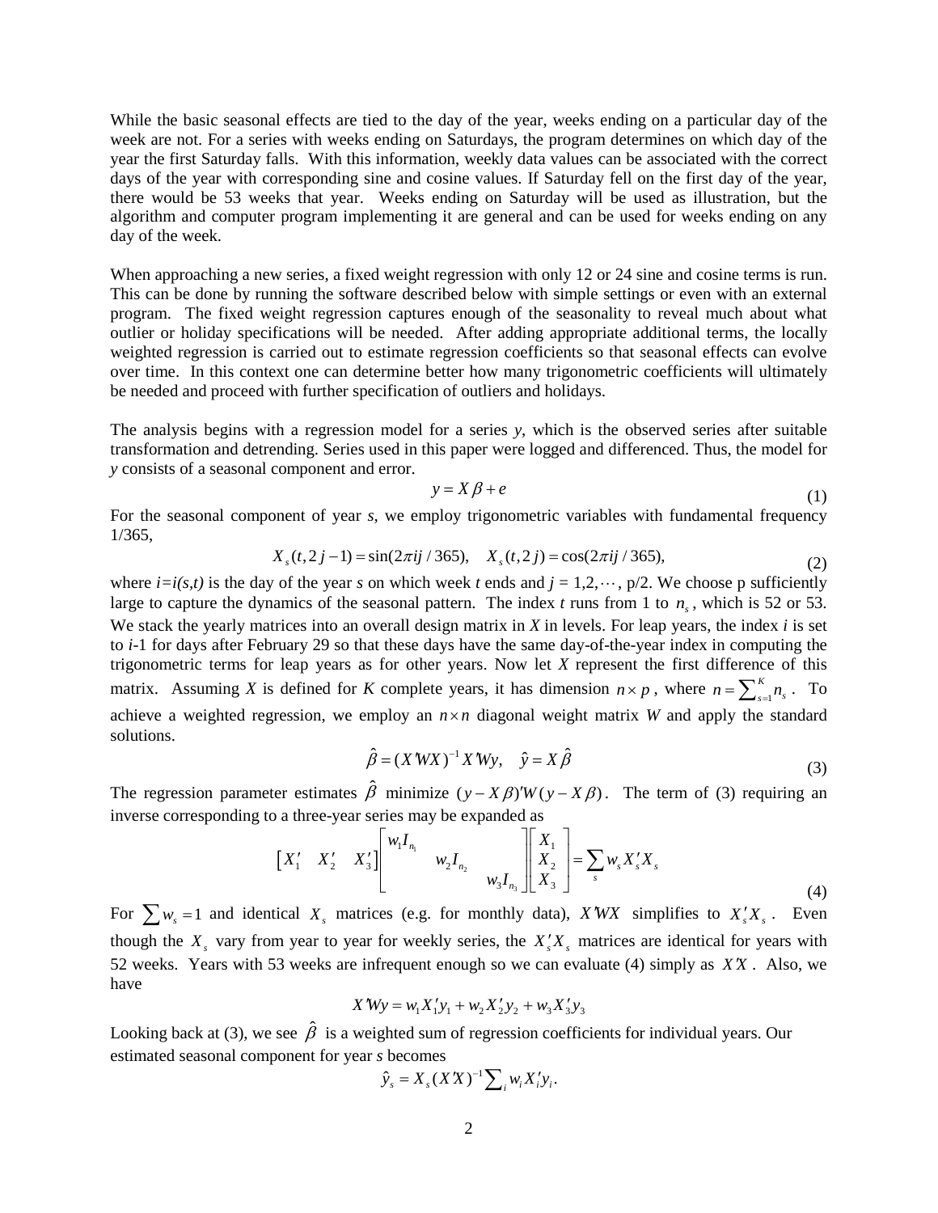While the basic seasonal effects are tied to the day of the year, weeks ending on a particular day of the week are not. For a series with weeks ending on Saturdays, the program determines on which day of the year the first Saturday falls. With this information, weekly data values can be associated with the correct days of the year with corresponding sine and cosine values. If Saturday fell on the first day of the year, there would be 53 weeks that year. Weeks ending on Saturday will be used as illustration, but the algorithm and computer program implementing it are general and can be used for weeks ending on any day of the week.

When approaching a new series, a fixed weight regression with only 12 or 24 sine and cosine terms is run. This can be done by running the software described below with simple settings or even with an external program. The fixed weight regression captures enough of the seasonality to reveal much about what outlier or holiday specifications will be needed. After adding appropriate additional terms, the locally weighted regression is carried out to estimate regression coefficients so that seasonal effects can evolve over time. In this context one can determine better how many trigonometric coefficients will ultimately be needed and proceed with further specification of outliers and holidays.

The analysis begins with a regression model for a series *y*, which is the observed series after suitable transformation and detrending. Series used in this paper were logged and differenced. Thus, the model for *y* consists of a seasonal component and error.

$$y = X\beta + e \tag{1}$$

For the seasonal component of year *s*, we employ trigonometric variables with fundamental frequency 1/365,

$$X_s(t, 2j-1) = \sin(2\pi ij/365), \quad X_s(t, 2j) = \cos(2\pi ij/365), \tag{2}$$

where $i=i(s,t)$ is the day of the year *s* on which week *t* ends and $j = 1,2,\cdots, p/2$. We choose p sufficiently large to capture the dynamics of the seasonal pattern. The index *t* runs from 1 to $n_s$, which is 52 or 53. We stack the yearly matrices into an overall design matrix in *X* in levels. For leap years, the index *i* is set to *i*-1 for days after February 29 so that these days have the same day-of-the-year index in computing the trigonometric terms for leap years as for other years. Now let *X* represent the first difference of this matrix. Assuming *X* is defined for *K* complete years, it has dimension $n \times p$, where $n = \sum_{s=1}^{K} n_s$. To achieve a weighted regression, we employ an $n \times n$ diagonal weight matrix *W* and apply the standard solutions.

$$\hat{\beta} = (X'WX)^{-1} X'Wy, \quad \hat{y} = X\hat{\beta} \tag{3}$$

The regression parameter estimates $\hat{\beta}$ minimize $(y - X\beta)'W(y - X\beta)$. The term of (3) requiring an inverse corresponding to a three-year series may be expanded as

$$\begin{bmatrix} X_1' & X_2' & X_3' \end{bmatrix} \begin{bmatrix} w_1 I_{n_1} & & \\ & w_2 I_{n_2} & \\ & & w_3 I_{n_3} \end{bmatrix} \begin{bmatrix} X_1 \\ X_2 \\ X_3 \end{bmatrix} = \sum_s w_s X_s' X_s \tag{4}$$

For $\sum w_s = 1$ and identical $X_s$ matrices (e.g. for monthly data), $X'WX$ simplifies to $X_s' X_s$. Even though the $X_s$ vary from year to year for weekly series, the $X_s' X_s$ matrices are identical for years with 52 weeks. Years with 53 weeks are infrequent enough so we can evaluate (4) simply as $X'X$. Also, we have

$$X'Wy = w_1 X_1' y_1 + w_2 X_2' y_2 + w_3 X_3' y_3$$

Looking back at (3), we see $\hat{\beta}$ is a weighted sum of regression coefficients for individual years. Our estimated seasonal component for year *s* becomes

$$\hat{y}_s = X_s (X'X)^{-1} \sum_i w_i X_i' y_i .$$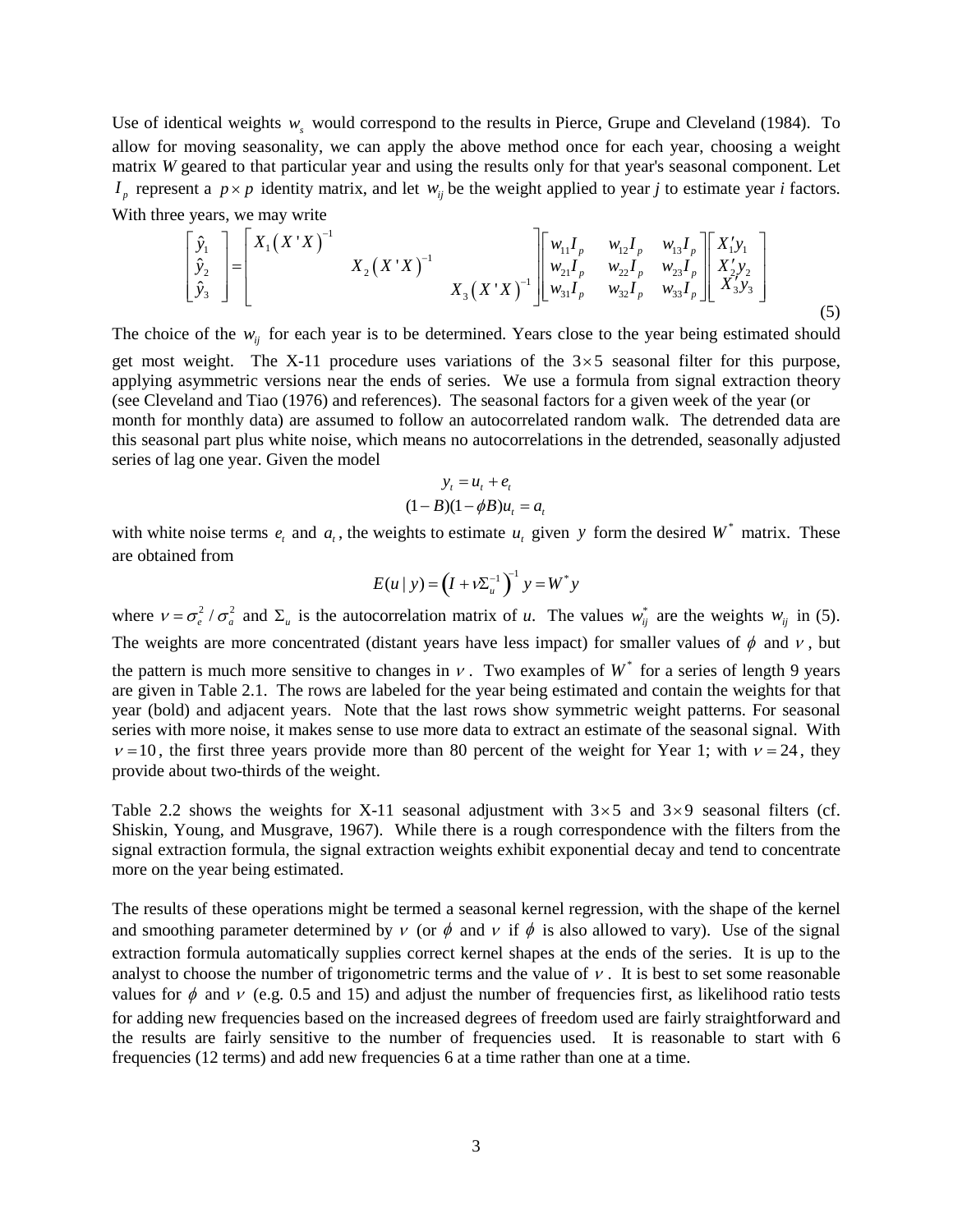Use of identical weights $w_s$ would correspond to the results in Pierce, Grupe and Cleveland (1984). To allow for moving seasonality, we can apply the above method once for each year, choosing a weight matrix *W* geared to that particular year and using the results only for that year's seasonal component. Let $I_p$ represent a $p \times p$ identity matrix, and let $w_{ij}$ be the weight applied to year *j* to estimate year *i* factors. With three years, we may write

$$\begin{bmatrix} \hat{y}_1 \\ \hat{y}_2 \\ \hat{y}_3 \end{bmatrix} = \begin{bmatrix} X_1 \left( X'X \right)^{-1} & & \\ & X_2 \left( X'X \right)^{-1} & \\ & & X_3 \left( X'X \right)^{-1} \end{bmatrix} \begin{bmatrix} w_{11} I_p & w_{12} I_p & w_{13} I_p \\ w_{21} I_p & w_{22} I_p & w_{23} I_p \\ w_{31} I_p & w_{32} I_p & w_{33} I_p \end{bmatrix} \begin{bmatrix} X_1' y_1 \\ X_2' y_2 \\ X_3' y_3 \end{bmatrix} \tag{5}$$

The choice of the $w_{ij}$ for each year is to be determined. Years close to the year being estimated should get most weight. The X-11 procedure uses variations of the $3 \times 5$ seasonal filter for this purpose, applying asymmetric versions near the ends of series. We use a formula from signal extraction theory (see Cleveland and Tiao (1976) and references). The seasonal factors for a given week of the year (or month for monthly data) are assumed to follow an autocorrelated random walk. The detrended data are this seasonal part plus white noise, which means no autocorrelations in the detrended, seasonally adjusted series of lag one year. Given the model

$$y_t = u_t + e_t$$
$$(1 - B)(1 - \phi B) u_t = a_t$$

with white noise terms $e_t$ and $a_t$, the weights to estimate $u_t$ given $y$ form the desired $W^*$ matrix. These are obtained from

$$E(u \mid y) = \left( I + \nu \Sigma_u^{-1} \right)^{-1} y = W^* y$$

where $\nu = \sigma_e^2 / \sigma_a^2$ and $\Sigma_u$ is the autocorrelation matrix of *u*. The values $w_{ij}^*$ are the weights $w_{ij}$ in (5). The weights are more concentrated (distant years have less impact) for smaller values of $\phi$ and $\nu$, but the pattern is much more sensitive to changes in $\nu$. Two examples of $W^*$ for a series of length 9 years are given in Table 2.1. The rows are labeled for the year being estimated and contain the weights for that year (bold) and adjacent years. Note that the last rows show symmetric weight patterns. For seasonal series with more noise, it makes sense to use more data to extract an estimate of the seasonal signal. With $\nu = 10$, the first three years provide more than 80 percent of the weight for Year 1; with $\nu = 24$, they provide about two-thirds of the weight.

Table 2.2 shows the weights for X-11 seasonal adjustment with $3 \times 5$ and $3 \times 9$ seasonal filters (cf. Shiskin, Young, and Musgrave, 1967). While there is a rough correspondence with the filters from the signal extraction formula, the signal extraction weights exhibit exponential decay and tend to concentrate more on the year being estimated.

The results of these operations might be termed a seasonal kernel regression, with the shape of the kernel and smoothing parameter determined by $\nu$ (or $\phi$ and $\nu$ if $\phi$ is also allowed to vary). Use of the signal extraction formula automatically supplies correct kernel shapes at the ends of the series. It is up to the analyst to choose the number of trigonometric terms and the value of $\nu$. It is best to set some reasonable values for $\phi$ and $\nu$ (e.g. 0.5 and 15) and adjust the number of frequencies first, as likelihood ratio tests for adding new frequencies based on the increased degrees of freedom used are fairly straightforward and the results are fairly sensitive to the number of frequencies used. It is reasonable to start with 6 frequencies (12 terms) and add new frequencies 6 at a time rather than one at a time.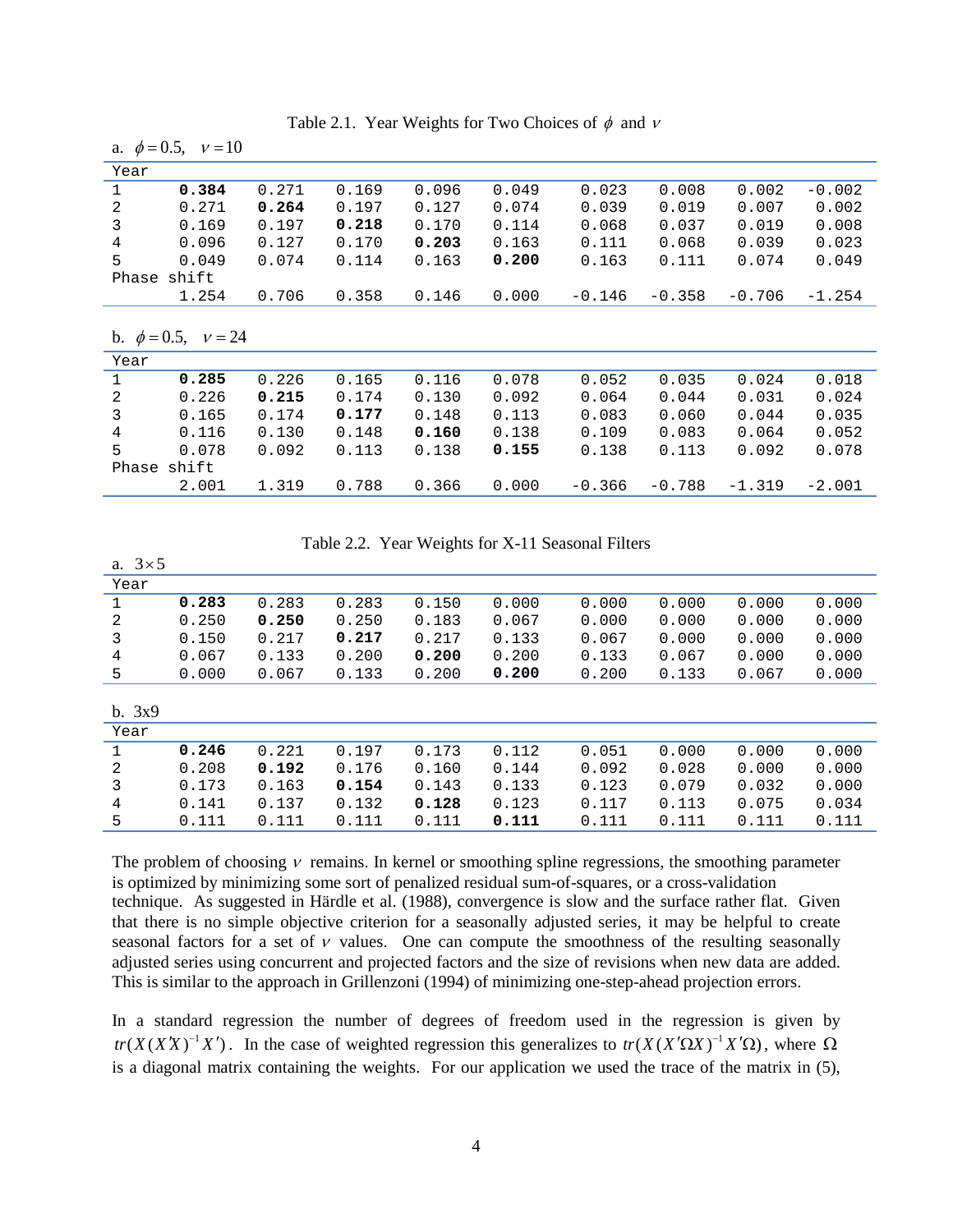Table 2.1. Year Weights for Two Choices of $\phi$ and $\nu$

a. $\phi = 0.5, \quad \nu = 10$

| Year | | | | | | | | | |
|---|---|---|---|---|---|---|---|---|---|
| 1 | **0.384** | 0.271 | 0.169 | 0.096 | 0.049 | 0.023 | 0.008 | 0.002 | -0.002 |
| 2 | 0.271 | **0.264** | 0.197 | 0.127 | 0.074 | 0.039 | 0.019 | 0.007 | 0.002 |
| 3 | 0.169 | 0.197 | **0.218** | 0.170 | 0.114 | 0.068 | 0.037 | 0.019 | 0.008 |
| 4 | 0.096 | 0.127 | 0.170 | **0.203** | 0.163 | 0.111 | 0.068 | 0.039 | 0.023 |
| 5 | 0.049 | 0.074 | 0.114 | 0.163 | **0.200** | 0.163 | 0.111 | 0.074 | 0.049 |
| Phase shift | | | | | | | | | |
| | 1.254 | 0.706 | 0.358 | 0.146 | 0.000 | -0.146 | -0.358 | -0.706 | -1.254 |

b. $\phi = 0.5, \quad \nu = 24$

| Year | | | | | | | | | |
|---|---|---|---|---|---|---|---|---|---|
| 1 | **0.285** | 0.226 | 0.165 | 0.116 | 0.078 | 0.052 | 0.035 | 0.024 | 0.018 |
| 2 | 0.226 | **0.215** | 0.174 | 0.130 | 0.092 | 0.064 | 0.044 | 0.031 | 0.024 |
| 3 | 0.165 | 0.174 | **0.177** | 0.148 | 0.113 | 0.083 | 0.060 | 0.044 | 0.035 |
| 4 | 0.116 | 0.130 | 0.148 | **0.160** | 0.138 | 0.109 | 0.083 | 0.064 | 0.052 |
| 5 | 0.078 | 0.092 | 0.113 | 0.138 | **0.155** | 0.138 | 0.113 | 0.092 | 0.078 |
| Phase shift | | | | | | | | | |
| | 2.001 | 1.319 | 0.788 | 0.366 | 0.000 | -0.366 | -0.788 | -1.319 | -2.001 |

Table 2.2. Year Weights for X-11 Seasonal Filters

a. $3 \times 5$

| Year | | | | | | | | | |
|---|---|---|---|---|---|---|---|---|---|
| 1 | **0.283** | 0.283 | 0.283 | 0.150 | 0.000 | 0.000 | 0.000 | 0.000 | 0.000 |
| 2 | 0.250 | **0.250** | 0.250 | 0.183 | 0.067 | 0.000 | 0.000 | 0.000 | 0.000 |
| 3 | 0.150 | 0.217 | **0.217** | 0.217 | 0.133 | 0.067 | 0.000 | 0.000 | 0.000 |
| 4 | 0.067 | 0.133 | 0.200 | **0.200** | 0.200 | 0.133 | 0.067 | 0.000 | 0.000 |
| 5 | 0.000 | 0.067 | 0.133 | 0.200 | **0.200** | 0.200 | 0.133 | 0.067 | 0.000 |

b. 3x9

| Year | | | | | | | | | |
|---|---|---|---|---|---|---|---|---|---|
| 1 | **0.246** | 0.221 | 0.197 | 0.173 | 0.112 | 0.051 | 0.000 | 0.000 | 0.000 |
| 2 | 0.208 | **0.192** | 0.176 | 0.160 | 0.144 | 0.092 | 0.028 | 0.000 | 0.000 |
| 3 | 0.173 | 0.163 | **0.154** | 0.143 | 0.133 | 0.123 | 0.079 | 0.032 | 0.000 |
| 4 | 0.141 | 0.137 | 0.132 | **0.128** | 0.123 | 0.117 | 0.113 | 0.075 | 0.034 |
| 5 | 0.111 | 0.111 | 0.111 | 0.111 | **0.111** | 0.111 | 0.111 | 0.111 | 0.111 |

The problem of choosing $\nu$ remains. In kernel or smoothing spline regressions, the smoothing parameter is optimized by minimizing some sort of penalized residual sum-of-squares, or a cross-validation technique. As suggested in Härdle et al. (1988), convergence is slow and the surface rather flat. Given that there is no simple objective criterion for a seasonally adjusted series, it may be helpful to create seasonal factors for a set of $\nu$ values. One can compute the smoothness of the resulting seasonally adjusted series using concurrent and projected factors and the size of revisions when new data are added. This is similar to the approach in Grillenzoni (1994) of minimizing one-step-ahead projection errors.

In a standard regression the number of degrees of freedom used in the regression is given by $tr(X(X'X)^{-1}X')$. In the case of weighted regression this generalizes to $tr(X(X'\Omega X)^{-1}X'\Omega)$, where $\Omega$ is a diagonal matrix containing the weights. For our application we used the trace of the matrix in (5),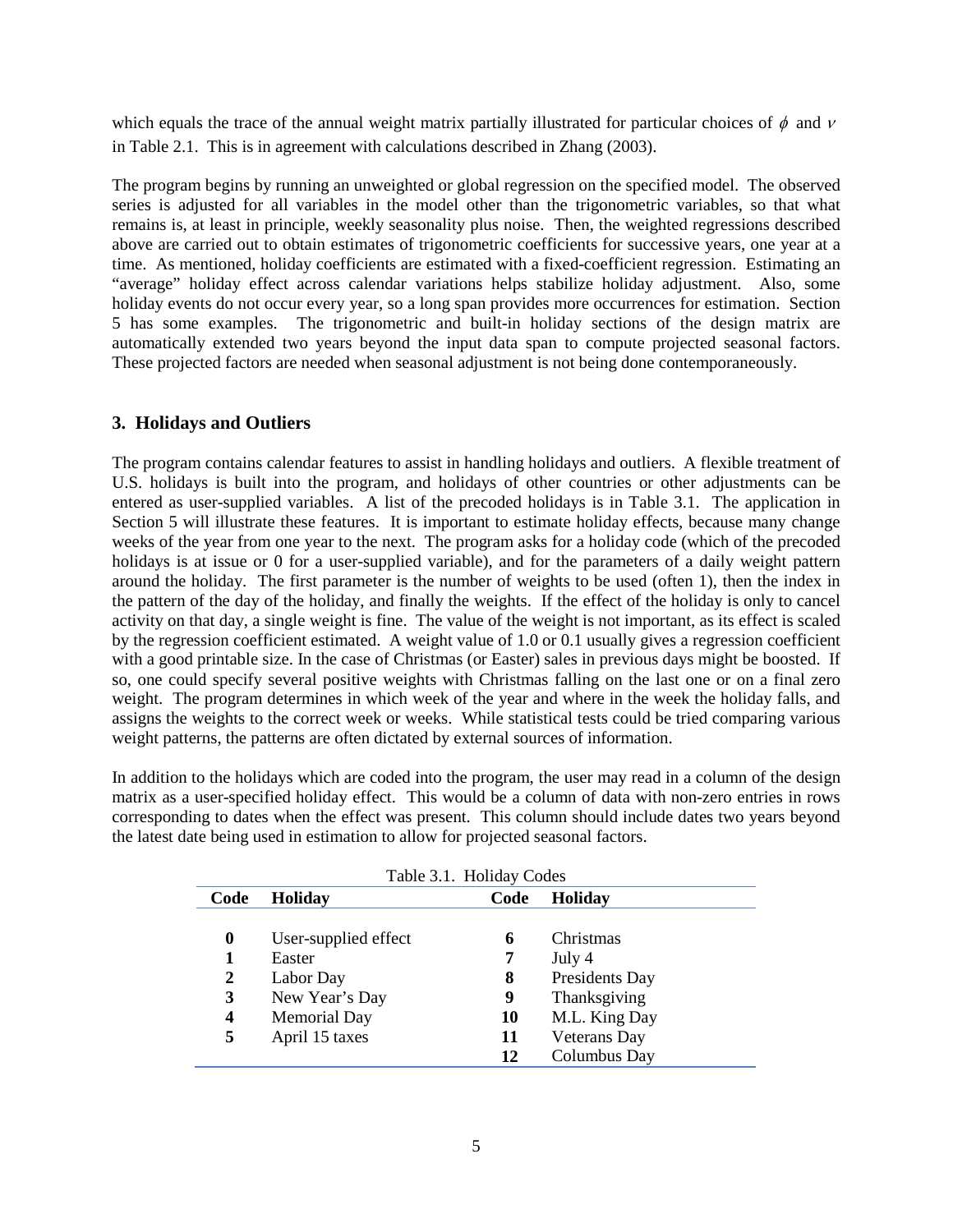which equals the trace of the annual weight matrix partially illustrated for particular choices of $\phi$ and $\nu$ in Table 2.1. This is in agreement with calculations described in Zhang (2003).

The program begins by running an unweighted or global regression on the specified model. The observed series is adjusted for all variables in the model other than the trigonometric variables, so that what remains is, at least in principle, weekly seasonality plus noise. Then, the weighted regressions described above are carried out to obtain estimates of trigonometric coefficients for successive years, one year at a time. As mentioned, holiday coefficients are estimated with a fixed-coefficient regression. Estimating an "average" holiday effect across calendar variations helps stabilize holiday adjustment. Also, some holiday events do not occur every year, so a long span provides more occurrences for estimation. Section 5 has some examples. The trigonometric and built-in holiday sections of the design matrix are automatically extended two years beyond the input data span to compute projected seasonal factors. These projected factors are needed when seasonal adjustment is not being done contemporaneously.

## 3. Holidays and Outliers

The program contains calendar features to assist in handling holidays and outliers. A flexible treatment of U.S. holidays is built into the program, and holidays of other countries or other adjustments can be entered as user-supplied variables. A list of the precoded holidays is in Table 3.1. The application in Section 5 will illustrate these features. It is important to estimate holiday effects, because many change weeks of the year from one year to the next. The program asks for a holiday code (which of the precoded holidays is at issue or 0 for a user-supplied variable), and for the parameters of a daily weight pattern around the holiday. The first parameter is the number of weights to be used (often 1), then the index in the pattern of the day of the holiday, and finally the weights. If the effect of the holiday is only to cancel activity on that day, a single weight is fine. The value of the weight is not important, as its effect is scaled by the regression coefficient estimated. A weight value of 1.0 or 0.1 usually gives a regression coefficient with a good printable size. In the case of Christmas (or Easter) sales in previous days might be boosted. If so, one could specify several positive weights with Christmas falling on the last one or on a final zero weight. The program determines in which week of the year and where in the week the holiday falls, and assigns the weights to the correct week or weeks. While statistical tests could be tried comparing various weight patterns, the patterns are often dictated by external sources of information.

In addition to the holidays which are coded into the program, the user may read in a column of the design matrix as a user-specified holiday effect. This would be a column of data with non-zero entries in rows corresponding to dates when the effect was present. This column should include dates two years beyond the latest date being used in estimation to allow for projected seasonal factors.

Table 3.1. Holiday Codes

| Code | Holiday | Code | Holiday |
|---|---|---|---|
| **0** | User-supplied effect | **6** | Christmas |
| **1** | Easter | **7** | July 4 |
| **2** | Labor Day | **8** | Presidents Day |
| **3** | New Year's Day | **9** | Thanksgiving |
| **4** | Memorial Day | **10** | M.L. King Day |
| **5** | April 15 taxes | **11** | Veterans Day |
| | | **12** | Columbus Day |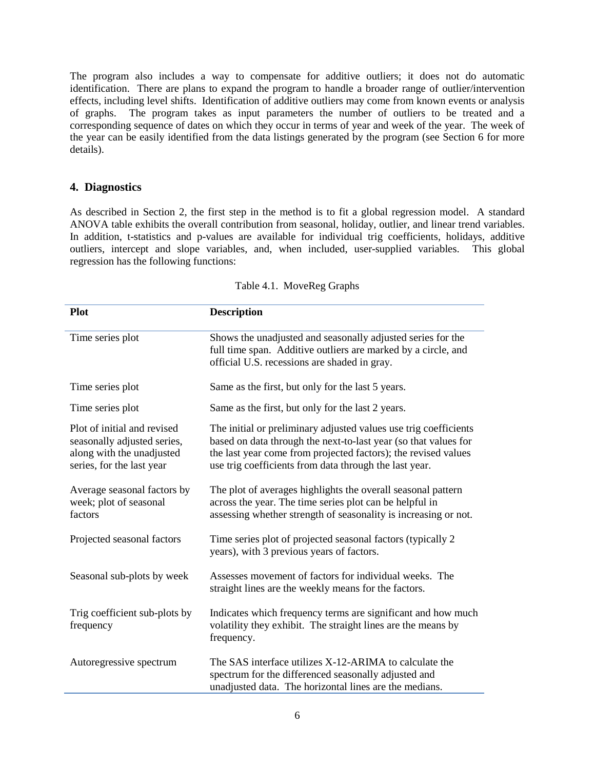The program also includes a way to compensate for additive outliers; it does not do automatic identification. There are plans to expand the program to handle a broader range of outlier/intervention effects, including level shifts. Identification of additive outliers may come from known events or analysis of graphs. The program takes as input parameters the number of outliers to be treated and a corresponding sequence of dates on which they occur in terms of year and week of the year. The week of the year can be easily identified from the data listings generated by the program (see Section 6 for more details).

## 4. Diagnostics

As described in Section 2, the first step in the method is to fit a global regression model. A standard ANOVA table exhibits the overall contribution from seasonal, holiday, outlier, and linear trend variables. In addition, t-statistics and p-values are available for individual trig coefficients, holidays, additive outliers, intercept and slope variables, and, when included, user-supplied variables. This global regression has the following functions:

Table 4.1. MoveReg Graphs

| Plot | Description |
| --- | --- |
| Time series plot | Shows the unadjusted and seasonally adjusted series for the full time span. Additive outliers are marked by a circle, and official U.S. recessions are shaded in gray. |
| Time series plot | Same as the first, but only for the last 5 years. |
| Time series plot | Same as the first, but only for the last 2 years. |
| Plot of initial and revised seasonally adjusted series, along with the unadjusted series, for the last year | The initial or preliminary adjusted values use trig coefficients based on data through the next-to-last year (so that values for the last year come from projected factors); the revised values use trig coefficients from data through the last year. |
| Average seasonal factors by week; plot of seasonal factors | The plot of averages highlights the overall seasonal pattern across the year. The time series plot can be helpful in assessing whether strength of seasonality is increasing or not. |
| Projected seasonal factors | Time series plot of projected seasonal factors (typically 2 years), with 3 previous years of factors. |
| Seasonal sub-plots by week | Assesses movement of factors for individual weeks. The straight lines are the weekly means for the factors. |
| Trig coefficient sub-plots by frequency | Indicates which frequency terms are significant and how much volatility they exhibit. The straight lines are the means by frequency. |
| Autoregressive spectrum | The SAS interface utilizes X-12-ARIMA to calculate the spectrum for the differenced seasonally adjusted and unadjusted data. The horizontal lines are the medians. |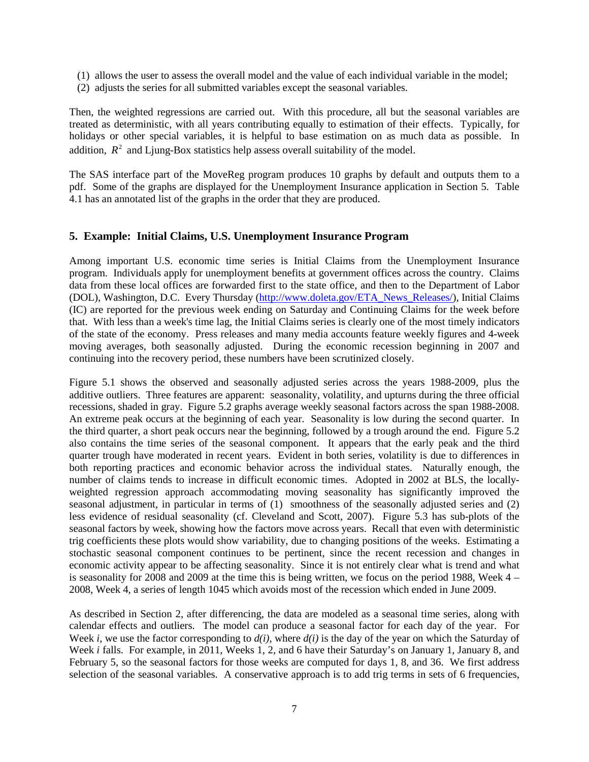(1) allows the user to assess the overall model and the value of each individual variable in the model;
(2) adjusts the series for all submitted variables except the seasonal variables.

Then, the weighted regressions are carried out. With this procedure, all but the seasonal variables are treated as deterministic, with all years contributing equally to estimation of their effects. Typically, for holidays or other special variables, it is helpful to base estimation on as much data as possible. In addition, $R^2$ and Ljung-Box statistics help assess overall suitability of the model.

The SAS interface part of the MoveReg program produces 10 graphs by default and outputs them to a pdf. Some of the graphs are displayed for the Unemployment Insurance application in Section 5. Table 4.1 has an annotated list of the graphs in the order that they are produced.

## 5. Example: Initial Claims, U.S. Unemployment Insurance Program

Among important U.S. economic time series is Initial Claims from the Unemployment Insurance program. Individuals apply for unemployment benefits at government offices across the country. Claims data from these local offices are forwarded first to the state office, and then to the Department of Labor (DOL), Washington, D.C. Every Thursday (http://www.doleta.gov/ETA_News_Releases/), Initial Claims (IC) are reported for the previous week ending on Saturday and Continuing Claims for the week before that. With less than a week's time lag, the Initial Claims series is clearly one of the most timely indicators of the state of the economy. Press releases and many media accounts feature weekly figures and 4-week moving averages, both seasonally adjusted. During the economic recession beginning in 2007 and continuing into the recovery period, these numbers have been scrutinized closely.

Figure 5.1 shows the observed and seasonally adjusted series across the years 1988-2009, plus the additive outliers. Three features are apparent: seasonality, volatility, and upturns during the three official recessions, shaded in gray. Figure 5.2 graphs average weekly seasonal factors across the span 1988-2008. An extreme peak occurs at the beginning of each year. Seasonality is low during the second quarter. In the third quarter, a short peak occurs near the beginning, followed by a trough around the end. Figure 5.2 also contains the time series of the seasonal component. It appears that the early peak and the third quarter trough have moderated in recent years. Evident in both series, volatility is due to differences in both reporting practices and economic behavior across the individual states. Naturally enough, the number of claims tends to increase in difficult economic times. Adopted in 2002 at BLS, the locally-weighted regression approach accommodating moving seasonality has significantly improved the seasonal adjustment, in particular in terms of (1) smoothness of the seasonally adjusted series and (2) less evidence of residual seasonality (cf. Cleveland and Scott, 2007). Figure 5.3 has sub-plots of the seasonal factors by week, showing how the factors move across years. Recall that even with deterministic trig coefficients these plots would show variability, due to changing positions of the weeks. Estimating a stochastic seasonal component continues to be pertinent, since the recent recession and changes in economic activity appear to be affecting seasonality. Since it is not entirely clear what is trend and what is seasonality for 2008 and 2009 at the time this is being written, we focus on the period 1988, Week 4 – 2008, Week 4, a series of length 1045 which avoids most of the recession which ended in June 2009.

As described in Section 2, after differencing, the data are modeled as a seasonal time series, along with calendar effects and outliers. The model can produce a seasonal factor for each day of the year. For Week *i*, we use the factor corresponding to *d(i)*, where *d(i)* is the day of the year on which the Saturday of Week *i* falls. For example, in 2011, Weeks 1, 2, and 6 have their Saturday's on January 1, January 8, and February 5, so the seasonal factors for those weeks are computed for days 1, 8, and 36. We first address selection of the seasonal variables. A conservative approach is to add trig terms in sets of 6 frequencies,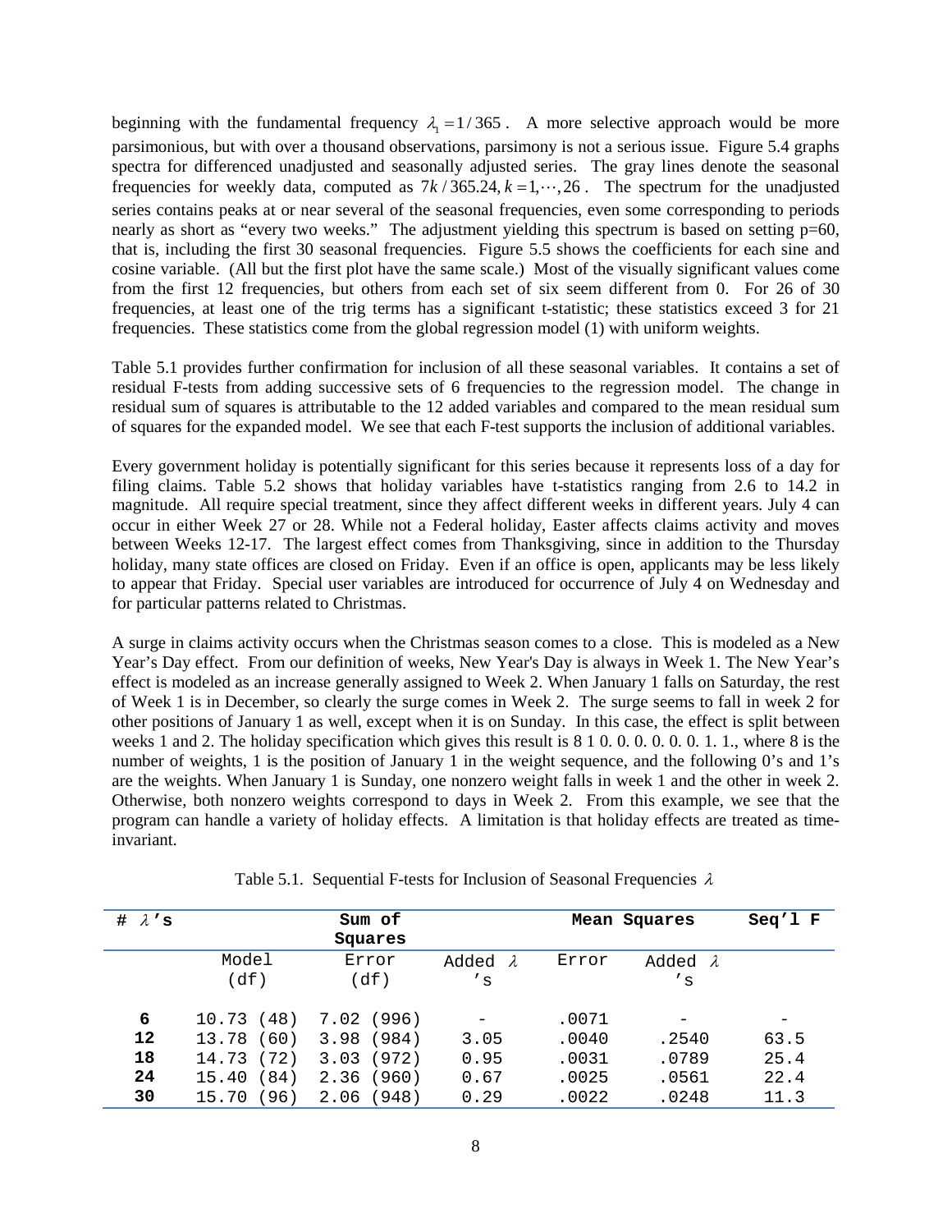beginning with the fundamental frequency $\lambda_1 = 1/365$. A more selective approach would be more parsimonious, but with over a thousand observations, parsimony is not a serious issue. Figure 5.4 graphs spectra for differenced unadjusted and seasonally adjusted series. The gray lines denote the seasonal frequencies for weekly data, computed as $7k/365.24, k = 1, \cdots, 26$. The spectrum for the unadjusted series contains peaks at or near several of the seasonal frequencies, even some corresponding to periods nearly as short as "every two weeks." The adjustment yielding this spectrum is based on setting p=60, that is, including the first 30 seasonal frequencies. Figure 5.5 shows the coefficients for each sine and cosine variable. (All but the first plot have the same scale.) Most of the visually significant values come from the first 12 frequencies, but others from each set of six seem different from 0. For 26 of 30 frequencies, at least one of the trig terms has a significant t-statistic; these statistics exceed 3 for 21 frequencies. These statistics come from the global regression model (1) with uniform weights.

Table 5.1 provides further confirmation for inclusion of all these seasonal variables. It contains a set of residual F-tests from adding successive sets of 6 frequencies to the regression model. The change in residual sum of squares is attributable to the 12 added variables and compared to the mean residual sum of squares for the expanded model. We see that each F-test supports the inclusion of additional variables.

Every government holiday is potentially significant for this series because it represents loss of a day for filing claims. Table 5.2 shows that holiday variables have t-statistics ranging from 2.6 to 14.2 in magnitude. All require special treatment, since they affect different weeks in different years. July 4 can occur in either Week 27 or 28. While not a Federal holiday, Easter affects claims activity and moves between Weeks 12-17. The largest effect comes from Thanksgiving, since in addition to the Thursday holiday, many state offices are closed on Friday. Even if an office is open, applicants may be less likely to appear that Friday. Special user variables are introduced for occurrence of July 4 on Wednesday and for particular patterns related to Christmas.

A surge in claims activity occurs when the Christmas season comes to a close. This is modeled as a New Year's Day effect. From our definition of weeks, New Year's Day is always in Week 1. The New Year's effect is modeled as an increase generally assigned to Week 2. When January 1 falls on Saturday, the rest of Week 1 is in December, so clearly the surge comes in Week 2. The surge seems to fall in week 2 for other positions of January 1 as well, except when it is on Sunday. In this case, the effect is split between weeks 1 and 2. The holiday specification which gives this result is 8 1 0. 0. 0. 0. 0. 0. 1. 1., where 8 is the number of weights, 1 is the position of January 1 in the weight sequence, and the following 0's and 1's are the weights. When January 1 is Sunday, one nonzero weight falls in week 1 and the other in week 2. Otherwise, both nonzero weights correspond to days in Week 2. From this example, we see that the program can handle a variety of holiday effects. A limitation is that holiday effects are treated as time-invariant.

Table 5.1. Sequential F-tests for Inclusion of Seasonal Frequencies $\lambda$

| # $\lambda$'s | Sum of Squares | | | Mean Squares | | Seq'l F |
|---|---|---|---|---|---|---|
| | Model (df) | Error (df) | Added $\lambda$'s | Error | Added $\lambda$'s | |
| **6** | 10.73 (48) | 7.02 (996) | - | .0071 | - | - |
| **12** | 13.78 (60) | 3.98 (984) | 3.05 | .0040 | .2540 | 63.5 |
| **18** | 14.73 (72) | 3.03 (972) | 0.95 | .0031 | .0789 | 25.4 |
| **24** | 15.40 (84) | 2.36 (960) | 0.67 | .0025 | .0561 | 22.4 |
| **30** | 15.70 (96) | 2.06 (948) | 0.29 | .0022 | .0248 | 11.3 |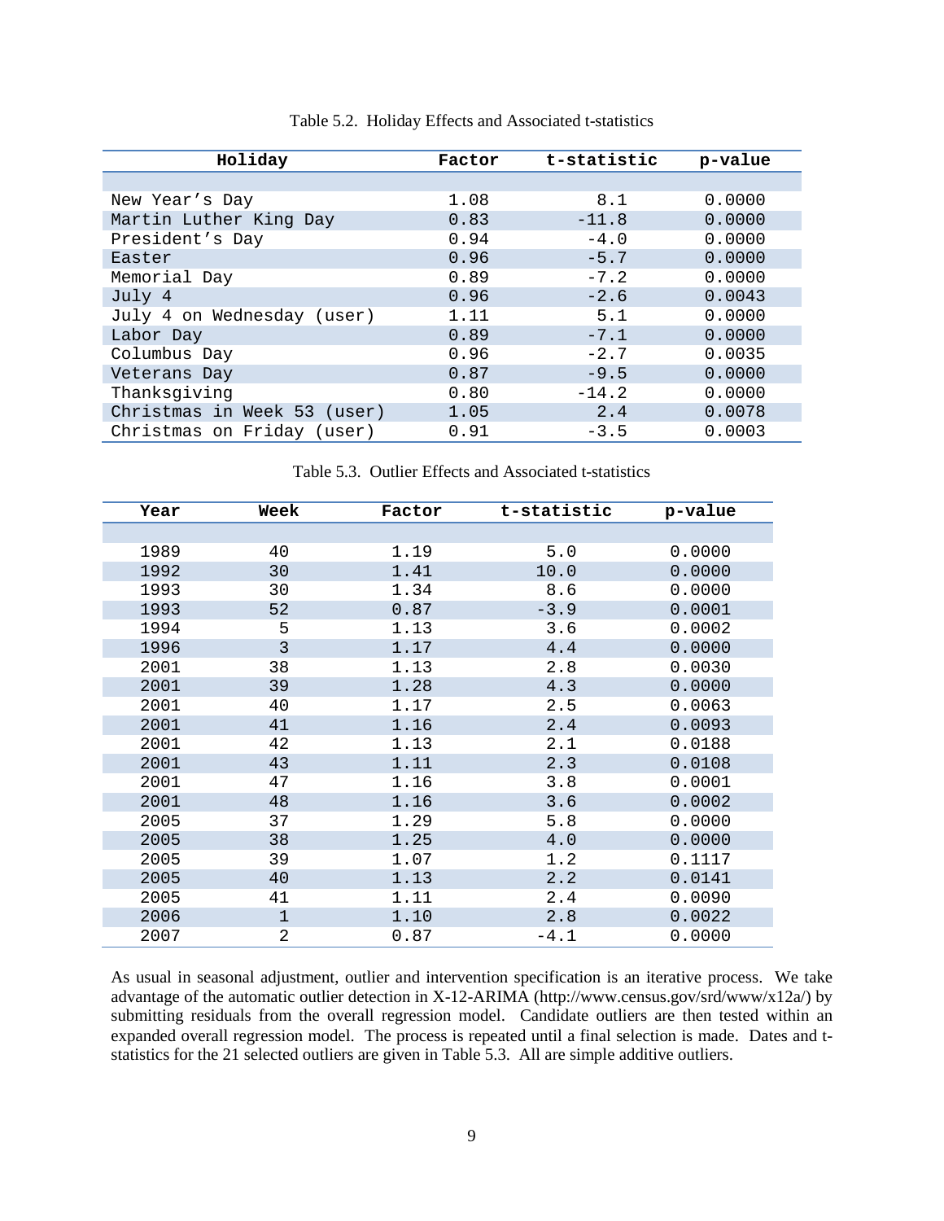Table 5.2. Holiday Effects and Associated t-statistics

| Holiday | Factor | t-statistic | p-value |
|---|---|---|---|
| New Year's Day | 1.08 | 8.1 | 0.0000 |
| Martin Luther King Day | 0.83 | -11.8 | 0.0000 |
| President's Day | 0.94 | -4.0 | 0.0000 |
| Easter | 0.96 | -5.7 | 0.0000 |
| Memorial Day | 0.89 | -7.2 | 0.0000 |
| July 4 | 0.96 | -2.6 | 0.0043 |
| July 4 on Wednesday (user) | 1.11 | 5.1 | 0.0000 |
| Labor Day | 0.89 | -7.1 | 0.0000 |
| Columbus Day | 0.96 | -2.7 | 0.0035 |
| Veterans Day | 0.87 | -9.5 | 0.0000 |
| Thanksgiving | 0.80 | -14.2 | 0.0000 |
| Christmas in Week 53 (user) | 1.05 | 2.4 | 0.0078 |
| Christmas on Friday (user) | 0.91 | -3.5 | 0.0003 |

Table 5.3. Outlier Effects and Associated t-statistics

| Year | Week | Factor | t-statistic | p-value |
|---|---|---|---|---|
| 1989 | 40 | 1.19 | 5.0 | 0.0000 |
| 1992 | 30 | 1.41 | 10.0 | 0.0000 |
| 1993 | 30 | 1.34 | 8.6 | 0.0000 |
| 1993 | 52 | 0.87 | -3.9 | 0.0001 |
| 1994 | 5 | 1.13 | 3.6 | 0.0002 |
| 1996 | 3 | 1.17 | 4.4 | 0.0000 |
| 2001 | 38 | 1.13 | 2.8 | 0.0030 |
| 2001 | 39 | 1.28 | 4.3 | 0.0000 |
| 2001 | 40 | 1.17 | 2.5 | 0.0063 |
| 2001 | 41 | 1.16 | 2.4 | 0.0093 |
| 2001 | 42 | 1.13 | 2.1 | 0.0188 |
| 2001 | 43 | 1.11 | 2.3 | 0.0108 |
| 2001 | 47 | 1.16 | 3.8 | 0.0001 |
| 2001 | 48 | 1.16 | 3.6 | 0.0002 |
| 2005 | 37 | 1.29 | 5.8 | 0.0000 |
| 2005 | 38 | 1.25 | 4.0 | 0.0000 |
| 2005 | 39 | 1.07 | 1.2 | 0.1117 |
| 2005 | 40 | 1.13 | 2.2 | 0.0141 |
| 2005 | 41 | 1.11 | 2.4 | 0.0090 |
| 2006 | 1 | 1.10 | 2.8 | 0.0022 |
| 2007 | 2 | 0.87 | -4.1 | 0.0000 |

As usual in seasonal adjustment, outlier and intervention specification is an iterative process. We take advantage of the automatic outlier detection in X-12-ARIMA (http://www.census.gov/srd/www/x12a/) by submitting residuals from the overall regression model. Candidate outliers are then tested within an expanded overall regression model. The process is repeated until a final selection is made. Dates and t-statistics for the 21 selected outliers are given in Table 5.3. All are simple additive outliers.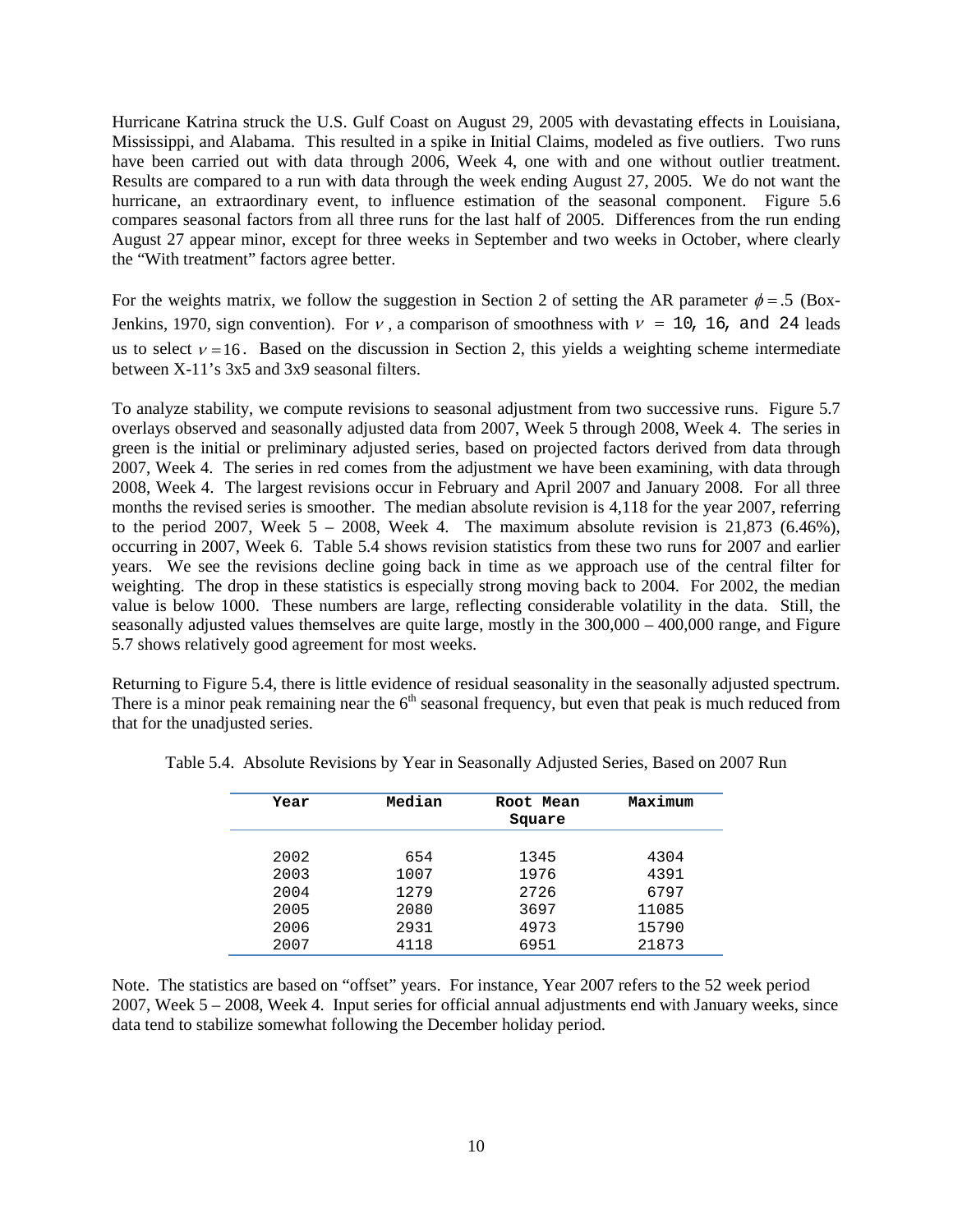Hurricane Katrina struck the U.S. Gulf Coast on August 29, 2005 with devastating effects in Louisiana, Mississippi, and Alabama. This resulted in a spike in Initial Claims, modeled as five outliers. Two runs have been carried out with data through 2006, Week 4, one with and one without outlier treatment. Results are compared to a run with data through the week ending August 27, 2005. We do not want the hurricane, an extraordinary event, to influence estimation of the seasonal component. Figure 5.6 compares seasonal factors from all three runs for the last half of 2005. Differences from the run ending August 27 appear minor, except for three weeks in September and two weeks in October, where clearly the "With treatment" factors agree better.

For the weights matrix, we follow the suggestion in Section 2 of setting the AR parameter $\phi = .5$ (Box-Jenkins, 1970, sign convention). For $\nu$, a comparison of smoothness with $\nu$ = 10, 16, and 24 leads us to select $\nu = 16$. Based on the discussion in Section 2, this yields a weighting scheme intermediate between X-11's 3x5 and 3x9 seasonal filters.

To analyze stability, we compute revisions to seasonal adjustment from two successive runs. Figure 5.7 overlays observed and seasonally adjusted data from 2007, Week 5 through 2008, Week 4. The series in green is the initial or preliminary adjusted series, based on projected factors derived from data through 2007, Week 4. The series in red comes from the adjustment we have been examining, with data through 2008, Week 4. The largest revisions occur in February and April 2007 and January 2008. For all three months the revised series is smoother. The median absolute revision is 4,118 for the year 2007, referring to the period 2007, Week 5 – 2008, Week 4. The maximum absolute revision is 21,873 (6.46%), occurring in 2007, Week 6. Table 5.4 shows revision statistics from these two runs for 2007 and earlier years. We see the revisions decline going back in time as we approach use of the central filter for weighting. The drop in these statistics is especially strong moving back to 2004. For 2002, the median value is below 1000. These numbers are large, reflecting considerable volatility in the data. Still, the seasonally adjusted values themselves are quite large, mostly in the 300,000 – 400,000 range, and Figure 5.7 shows relatively good agreement for most weeks.

Returning to Figure 5.4, there is little evidence of residual seasonality in the seasonally adjusted spectrum. There is a minor peak remaining near the 6th seasonal frequency, but even that peak is much reduced from that for the unadjusted series.

Table 5.4. Absolute Revisions by Year in Seasonally Adjusted Series, Based on 2007 Run

| Year | Median | Root Mean Square | Maximum |
|---|---|---|---|
| 2002 | 654 | 1345 | 4304 |
| 2003 | 1007 | 1976 | 4391 |
| 2004 | 1279 | 2726 | 6797 |
| 2005 | 2080 | 3697 | 11085 |
| 2006 | 2931 | 4973 | 15790 |
| 2007 | 4118 | 6951 | 21873 |

Note. The statistics are based on "offset" years. For instance, Year 2007 refers to the 52 week period 2007, Week 5 – 2008, Week 4. Input series for official annual adjustments end with January weeks, since data tend to stabilize somewhat following the December holiday period.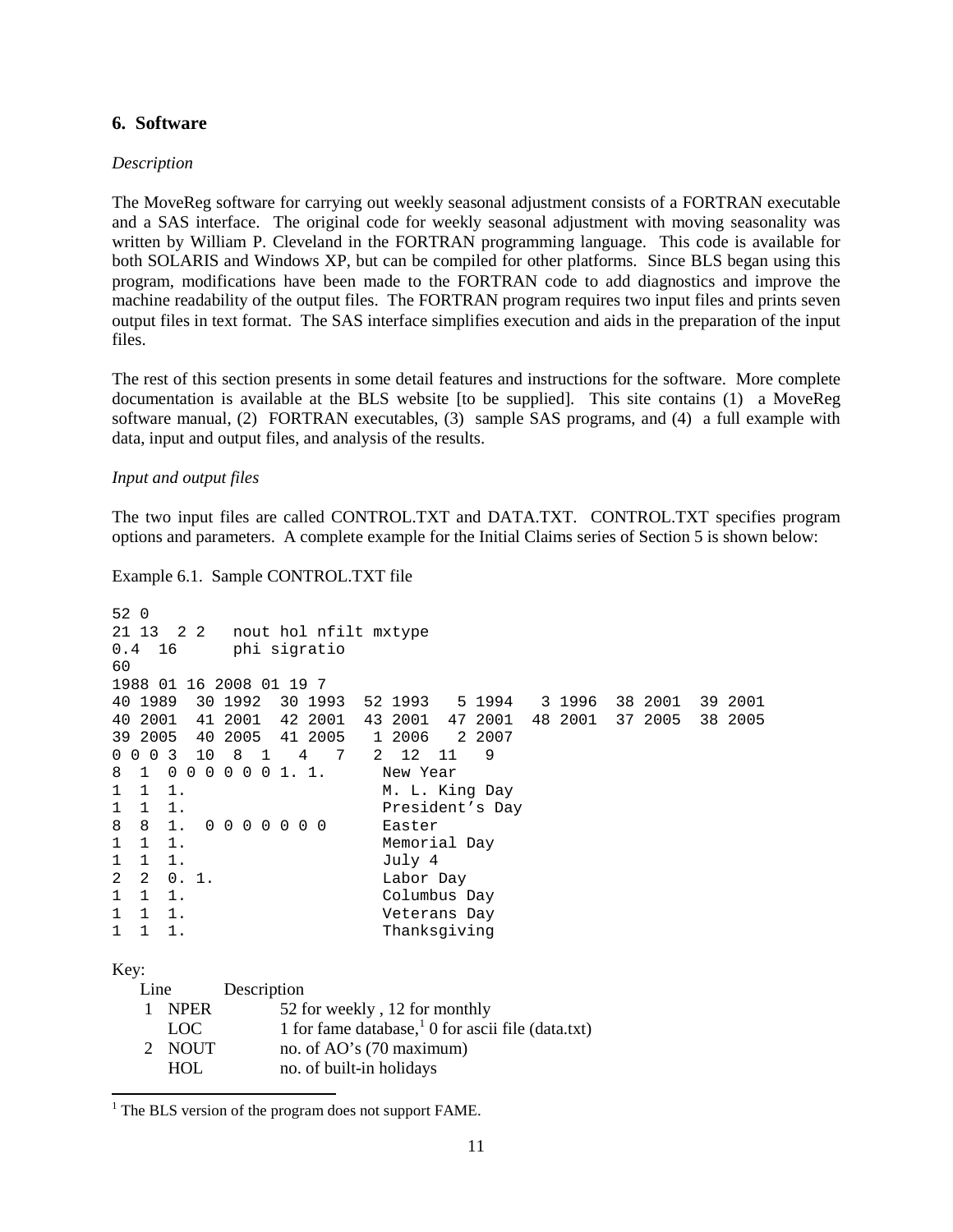## 6. Software

*Description*

The MoveReg software for carrying out weekly seasonal adjustment consists of a FORTRAN executable and a SAS interface. The original code for weekly seasonal adjustment with moving seasonality was written by William P. Cleveland in the FORTRAN programming language. This code is available for both SOLARIS and Windows XP, but can be compiled for other platforms. Since BLS began using this program, modifications have been made to the FORTRAN code to add diagnostics and improve the machine readability of the output files. The FORTRAN program requires two input files and prints seven output files in text format. The SAS interface simplifies execution and aids in the preparation of the input files.

The rest of this section presents in some detail features and instructions for the software. More complete documentation is available at the BLS website [to be supplied]. This site contains (1) a MoveReg software manual, (2) FORTRAN executables, (3) sample SAS programs, and (4) a full example with data, input and output files, and analysis of the results.

*Input and output files*

The two input files are called CONTROL.TXT and DATA.TXT. CONTROL.TXT specifies program options and parameters. A complete example for the Initial Claims series of Section 5 is shown below:

Example 6.1. Sample CONTROL.TXT file

```
52 0
21 13  2 2   nout hol nfilt mxtype
0.4  16      phi sigratio
60
1988 01 16 2008 01 19 7
40 1989  30 1992  30 1993  52 1993   5 1994   3 1996  38 2001  39 2001
40 2001  41 2001  42 2001  43 2001  47 2001  48 2001  37 2005  38 2005
39 2005  40 2005  41 2005   1 2006   2 2007
0 0 0 3  10  8  1   4   7   2  12  11   9
8  1  0 0 0 0 0 0 1. 1.      New Year
1  1  1.                     M. L. King Day
1  1  1.                     President's Day
8  8  1.  0 0 0 0 0 0 0      Easter
1  1  1.                     Memorial Day
1  1  1.                     July 4
2  2  0. 1.                  Labor Day
1  1  1.                     Columbus Day
1  1  1.                     Veterans Day
1  1  1.                     Thanksgiving
```

Key:

| Line | | Description |
|---|---|---|
| 1 | NPER | 52 for weekly , 12 for monthly |
| | LOC | 1 for fame database,[1] 0 for ascii file (data.txt) |
| 2 | NOUT | no. of AO's (70 maximum) |
| | HOL | no. of built-in holidays |

[1] The BLS version of the program does not support FAME.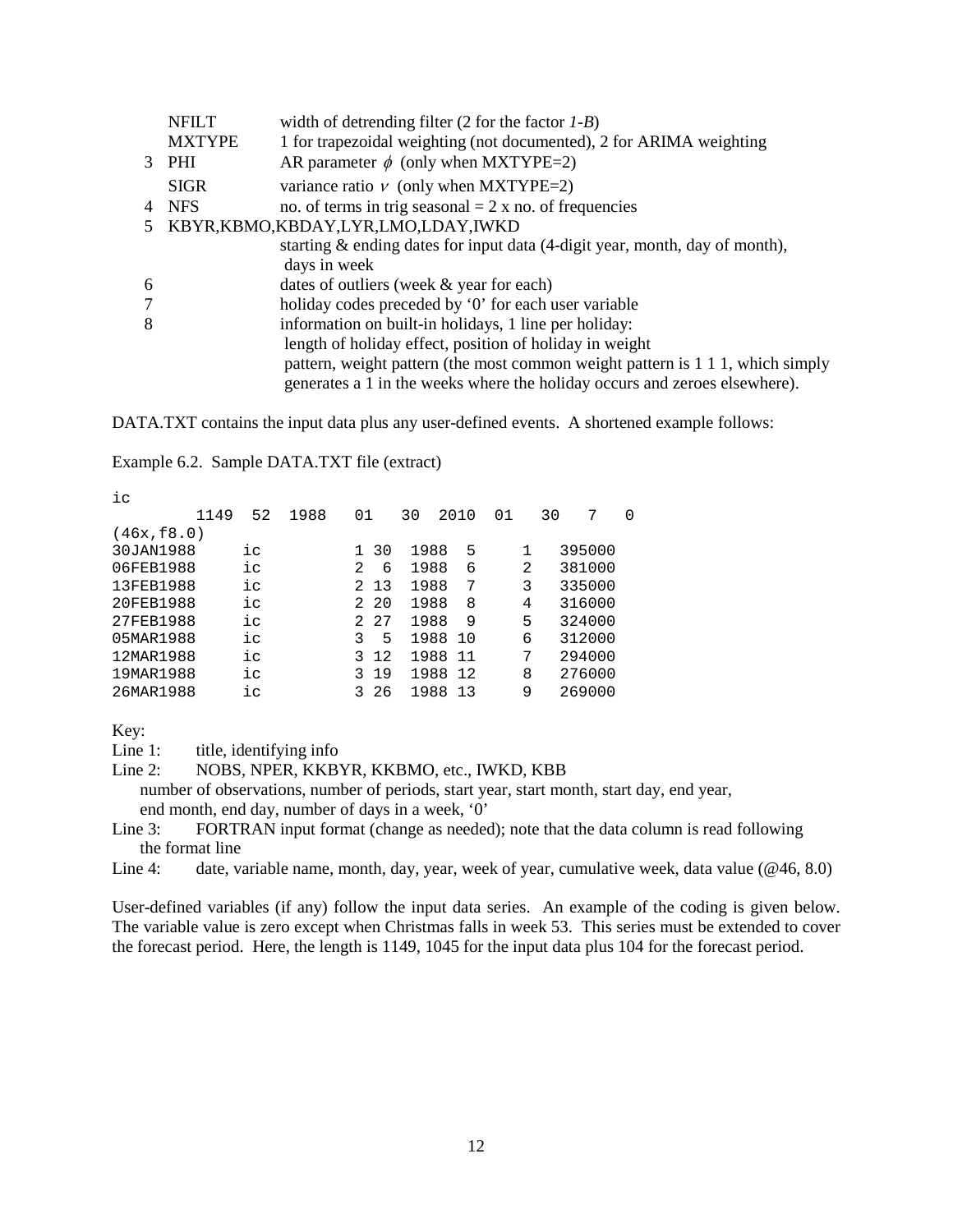| | | |
|---|---|---|
| | NFILT | width of detrending filter (2 for the factor *1-B*) |
| | MXTYPE | 1 for trapezoidal weighting (not documented), 2 for ARIMA weighting |
| 3 | PHI | AR parameter $\phi$ (only when MXTYPE=2) |
| | SIGR | variance ratio $\nu$ (only when MXTYPE=2) |
| 4 | NFS | no. of terms in trig seasonal = 2 x no. of frequencies |
| 5 | KBYR,KBMO,KBDAY,LYR,LMO,LDAY,IWKD | |
| | | starting & ending dates for input data (4-digit year, month, day of month), days in week |
| 6 | | dates of outliers (week & year for each) |
| 7 | | holiday codes preceded by '0' for each user variable |
| 8 | | information on built-in holidays, 1 line per holiday: length of holiday effect, position of holiday in weight pattern, weight pattern (the most common weight pattern is 1 1 1, which simply generates a 1 in the weeks where the holiday occurs and zeroes elsewhere). |

DATA.TXT contains the input data plus any user-defined events. A shortened example follows:

Example 6.2. Sample DATA.TXT file (extract)

```
ic
         1149  52  1988   01   30  2010  01   30   7   0
(46x,f8.0)
30JAN1988     ic          1 30  1988  5     1   395000
06FEB1988     ic          2  6  1988  6     2   381000
13FEB1988     ic          2 13  1988  7     3   335000
20FEB1988     ic          2 20  1988  8     4   316000
27FEB1988     ic          2 27  1988  9     5   324000
05MAR1988     ic          3  5  1988 10     6   312000
12MAR1988     ic          3 12  1988 11     7   294000
19MAR1988     ic          3 19  1988 12     8   276000
26MAR1988     ic          3 26  1988 13     9   269000
```

Key:

Line 1: title, identifying info

Line 2: NOBS, NPER, KKBYR, KKBMO, etc., IWKD, KBB
number of observations, number of periods, start year, start month, start day, end year, end month, end day, number of days in a week, '0'

Line 3: FORTRAN input format (change as needed); note that the data column is read following the format line

Line 4: date, variable name, month, day, year, week of year, cumulative week, data value (@46, 8.0)

User-defined variables (if any) follow the input data series. An example of the coding is given below. The variable value is zero except when Christmas falls in week 53. This series must be extended to cover the forecast period. Here, the length is 1149, 1045 for the input data plus 104 for the forecast period.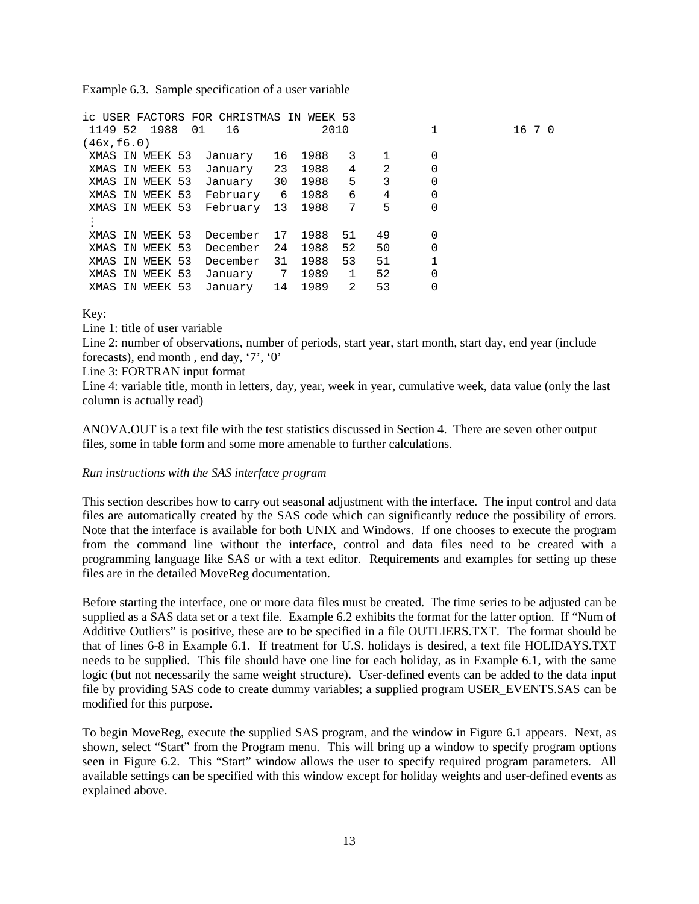Example 6.3. Sample specification of a user variable

```
ic USER FACTORS FOR CHRISTMAS IN WEEK 53
 1149 52  1988  01   16          2010           1          16 7 0
(46x,f6.0)
 XMAS IN WEEK 53  January   16  1988   3    1       0
 XMAS IN WEEK 53  January   23  1988   4    2       0
 XMAS IN WEEK 53  January   30  1988   5    3       0
 XMAS IN WEEK 53  February   6  1988   6    4       0
 XMAS IN WEEK 53  February  13  1988   7    5       0
 ⋮
 XMAS IN WEEK 53  December  17  1988  51   49       0
 XMAS IN WEEK 53  December  24  1988  52   50       0
 XMAS IN WEEK 53  December  31  1988  53   51       1
 XMAS IN WEEK 53  January    7  1989   1   52       0
 XMAS IN WEEK 53  January   14  1989   2   53       0
```

Key:

Line 1: title of user variable

Line 2: number of observations, number of periods, start year, start month, start day, end year (include forecasts), end month , end day, '7', '0'

Line 3: FORTRAN input format

Line 4: variable title, month in letters, day, year, week in year, cumulative week, data value (only the last column is actually read)

ANOVA.OUT is a text file with the test statistics discussed in Section 4. There are seven other output files, some in table form and some more amenable to further calculations.

*Run instructions with the SAS interface program*

This section describes how to carry out seasonal adjustment with the interface. The input control and data files are automatically created by the SAS code which can significantly reduce the possibility of errors. Note that the interface is available for both UNIX and Windows. If one chooses to execute the program from the command line without the interface, control and data files need to be created with a programming language like SAS or with a text editor. Requirements and examples for setting up these files are in the detailed MoveReg documentation.

Before starting the interface, one or more data files must be created. The time series to be adjusted can be supplied as a SAS data set or a text file. Example 6.2 exhibits the format for the latter option. If "Num of Additive Outliers" is positive, these are to be specified in a file OUTLIERS.TXT. The format should be that of lines 6-8 in Example 6.1. If treatment for U.S. holidays is desired, a text file HOLIDAYS.TXT needs to be supplied. This file should have one line for each holiday, as in Example 6.1, with the same logic (but not necessarily the same weight structure). User-defined events can be added to the data input file by providing SAS code to create dummy variables; a supplied program USER_EVENTS.SAS can be modified for this purpose.

To begin MoveReg, execute the supplied SAS program, and the window in Figure 6.1 appears. Next, as shown, select "Start" from the Program menu. This will bring up a window to specify program options seen in Figure 6.2. This "Start" window allows the user to specify required program parameters. All available settings can be specified with this window except for holiday weights and user-defined events as explained above.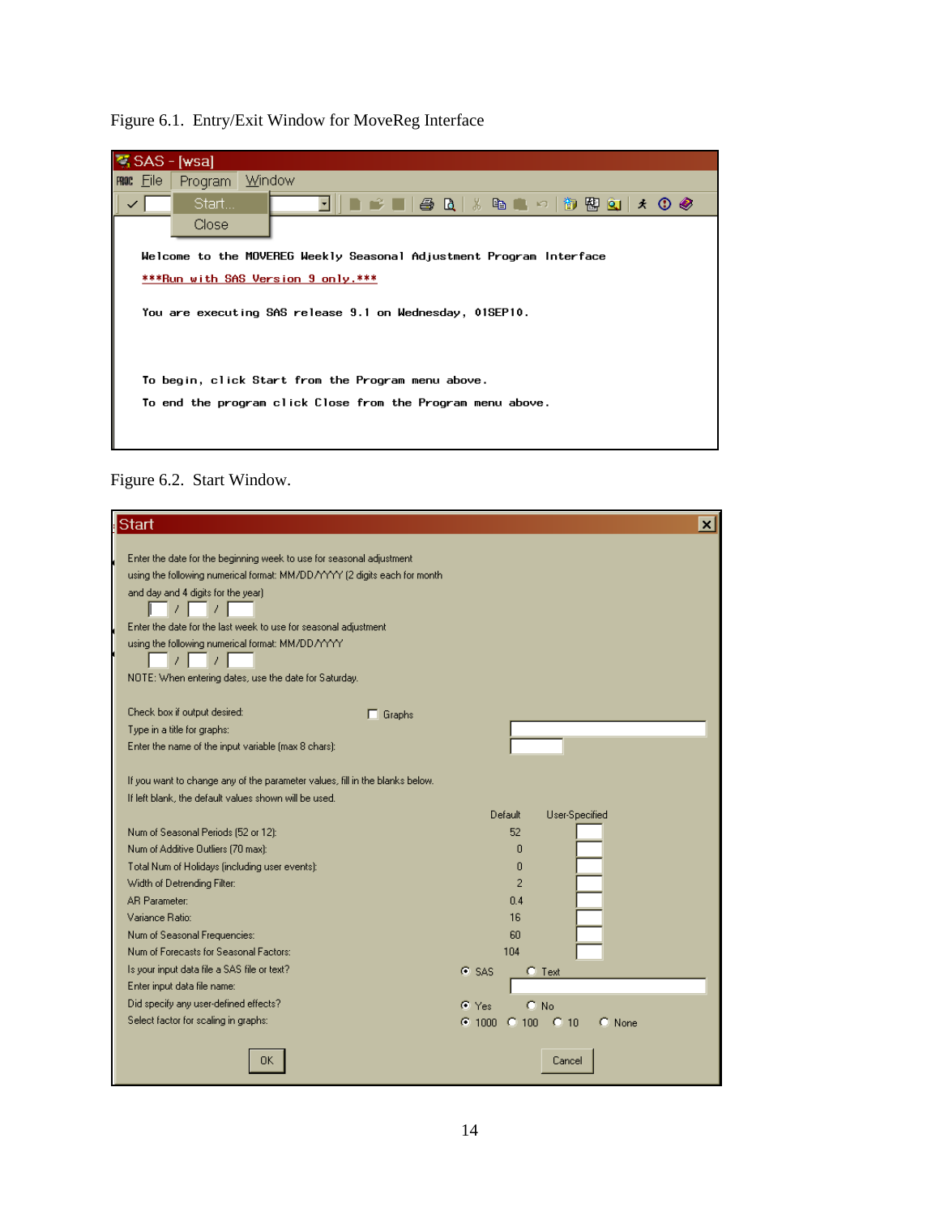Figure 6.1. Entry/Exit Window for MoveReg Interface

SAS - [wsa]

File Program Window

Start...

Close

Welcome to the MOVEREG Weekly Seasonal Adjustment Program Interface

***Run with SAS Version 9 only.***

You are executing SAS release 9.1 on Wednesday, 01SEP10.

To begin, click Start from the Program menu above.

To end the program click Close from the Program menu above.

Figure 6.2. Start Window.

Start

Enter the date for the beginning week to use for seasonal adjustment using the following numerical format: MM/DD/YYYY (2 digits each for month and day and 4 digits for the year)

\_\_ / \_\_ / \_\_\_\_

Enter the date for the last week to use for seasonal adjustment using the following numerical format: MM/DD/YYYY

\_\_ / \_\_ / \_\_\_\_

NOTE: When entering dates, use the date for Saturday.

Check box if output desired: ☐ Graphs

Type in a title for graphs:

Enter the name of the input variable (max 8 chars):

If you want to change any of the parameter values, fill in the blanks below.
If left blank, the default values shown will be used.

| | Default | User-Specified |
|---|---|---|
| Num of Seasonal Periods (52 or 12): | 52 | |
| Num of Additive Outliers (70 max): | 0 | |
| Total Num of Holidays (including user events): | 0 | |
| Width of Detrending Filter: | 2 | |
| AR Parameter: | 0.4 | |
| Variance Ratio: | 16 | |
| Num of Seasonal Frequencies: | 60 | |
| Num of Forecasts for Seasonal Factors: | 104 | |

Is your input data file a SAS file or text? ◉ SAS ○ Text

Enter input data file name:

Did specify any user-defined effects? ◉ Yes ○ No

Select factor for scaling in graphs: ◉ 1000 ○ 100 ○ 10 ○ None

OK Cancel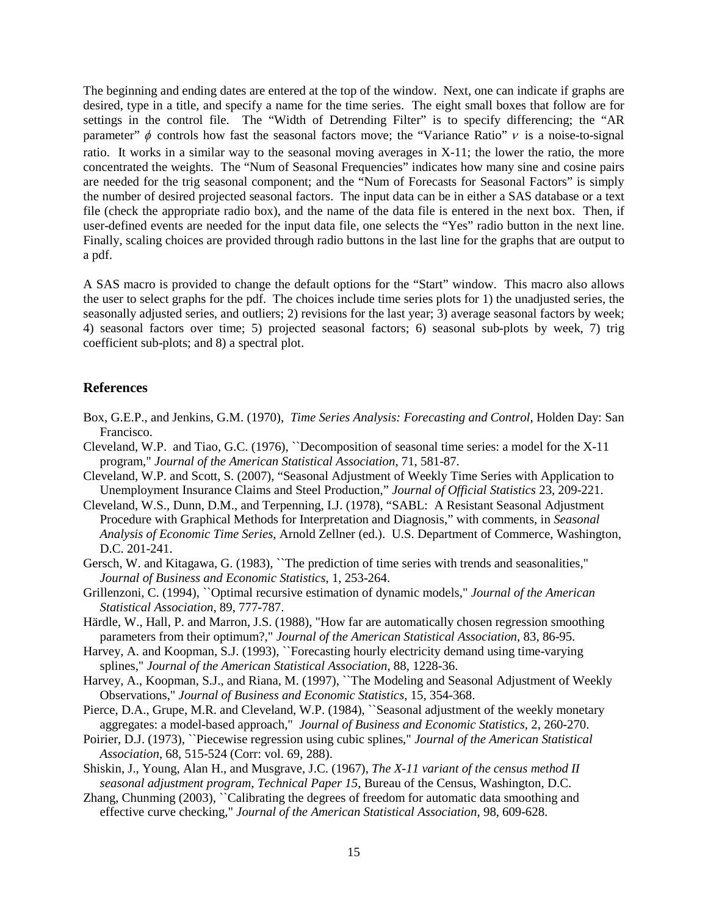The beginning and ending dates are entered at the top of the window. Next, one can indicate if graphs are desired, type in a title, and specify a name for the time series. The eight small boxes that follow are for settings in the control file. The "Width of Detrending Filter" is to specify differencing; the "AR parameter" $\phi$ controls how fast the seasonal factors move; the "Variance Ratio" $\nu$ is a noise-to-signal ratio. It works in a similar way to the seasonal moving averages in X-11; the lower the ratio, the more concentrated the weights. The "Num of Seasonal Frequencies" indicates how many sine and cosine pairs are needed for the trig seasonal component; and the "Num of Forecasts for Seasonal Factors" is simply the number of desired projected seasonal factors. The input data can be in either a SAS database or a text file (check the appropriate radio box), and the name of the data file is entered in the next box. Then, if user-defined events are needed for the input data file, one selects the "Yes" radio button in the next line. Finally, scaling choices are provided through radio buttons in the last line for the graphs that are output to a pdf.

A SAS macro is provided to change the default options for the "Start" window. This macro also allows the user to select graphs for the pdf. The choices include time series plots for 1) the unadjusted series, the seasonally adjusted series, and outliers; 2) revisions for the last year; 3) average seasonal factors by week; 4) seasonal factors over time; 5) projected seasonal factors; 6) seasonal sub-plots by week, 7) trig coefficient sub-plots; and 8) a spectral plot.

## References

Box, G.E.P., and Jenkins, G.M. (1970), *Time Series Analysis: Forecasting and Control*, Holden Day: San Francisco.

Cleveland, W.P. and Tiao, G.C. (1976), ``Decomposition of seasonal time series: a model for the X-11 program," *Journal of the American Statistical Association*, 71, 581-87.

Cleveland, W.P. and Scott, S. (2007), "Seasonal Adjustment of Weekly Time Series with Application to Unemployment Insurance Claims and Steel Production," *Journal of Official Statistics* 23, 209-221.

Cleveland, W.S., Dunn, D.M., and Terpenning, I.J. (1978), "SABL: A Resistant Seasonal Adjustment Procedure with Graphical Methods for Interpretation and Diagnosis," with comments, in *Seasonal Analysis of Economic Time Series*, Arnold Zellner (ed.). U.S. Department of Commerce, Washington, D.C. 201-241.

Gersch, W. and Kitagawa, G. (1983), ``The prediction of time series with trends and seasonalities," *Journal of Business and Economic Statistics*, 1, 253-264.

Grillenzoni, C. (1994), ``Optimal recursive estimation of dynamic models," *Journal of the American Statistical Association*, 89, 777-787.

Härdle, W., Hall, P. and Marron, J.S. (1988), "How far are automatically chosen regression smoothing parameters from their optimum?," *Journal of the American Statistical Association*, 83, 86-95.

Harvey, A. and Koopman, S.J. (1993), ``Forecasting hourly electricity demand using time-varying splines," *Journal of the American Statistical Association*, 88, 1228-36.

Harvey, A., Koopman, S.J., and Riana, M. (1997), ``The Modeling and Seasonal Adjustment of Weekly Observations," *Journal of Business and Economic Statistics*, 15, 354-368.

Pierce, D.A., Grupe, M.R. and Cleveland, W.P. (1984), ``Seasonal adjustment of the weekly monetary aggregates: a model-based approach," *Journal of Business and Economic Statistics*, 2, 260-270.

Poirier, D.J. (1973), ``Piecewise regression using cubic splines," *Journal of the American Statistical Association*, 68, 515-524 (Corr: vol. 69, 288).

Shiskin, J., Young, Alan H., and Musgrave, J.C. (1967), *The X-11 variant of the census method II seasonal adjustment program*, *Technical Paper 15*, Bureau of the Census, Washington, D.C.

Zhang, Chunming (2003), ``Calibrating the degrees of freedom for automatic data smoothing and effective curve checking," *Journal of the American Statistical Association*, 98, 609-628.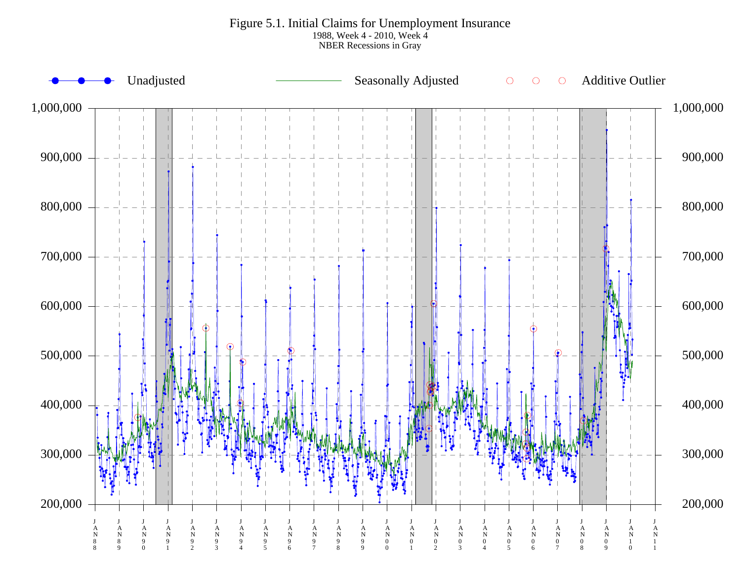Figure 5.1. Initial Claims for Unemployment Insurance

1988, Week 4 - 2010, Week 4

NBER Recessions in Gray

Unadjusted | Seasonally Adjusted | Additive Outlier

1,000,000
900,000
800,000
700,000
600,000
500,000
400,000
300,000
200,000

JAN88 JAN89 JAN90 JAN91 JAN92 JAN93 JAN94 JAN95 JAN96 JAN97 JAN98 JAN99 JAN00 JAN01 JAN02 JAN03 JAN04 JAN05 JAN06 JAN07 JAN08 JAN09 JAN10 JAN11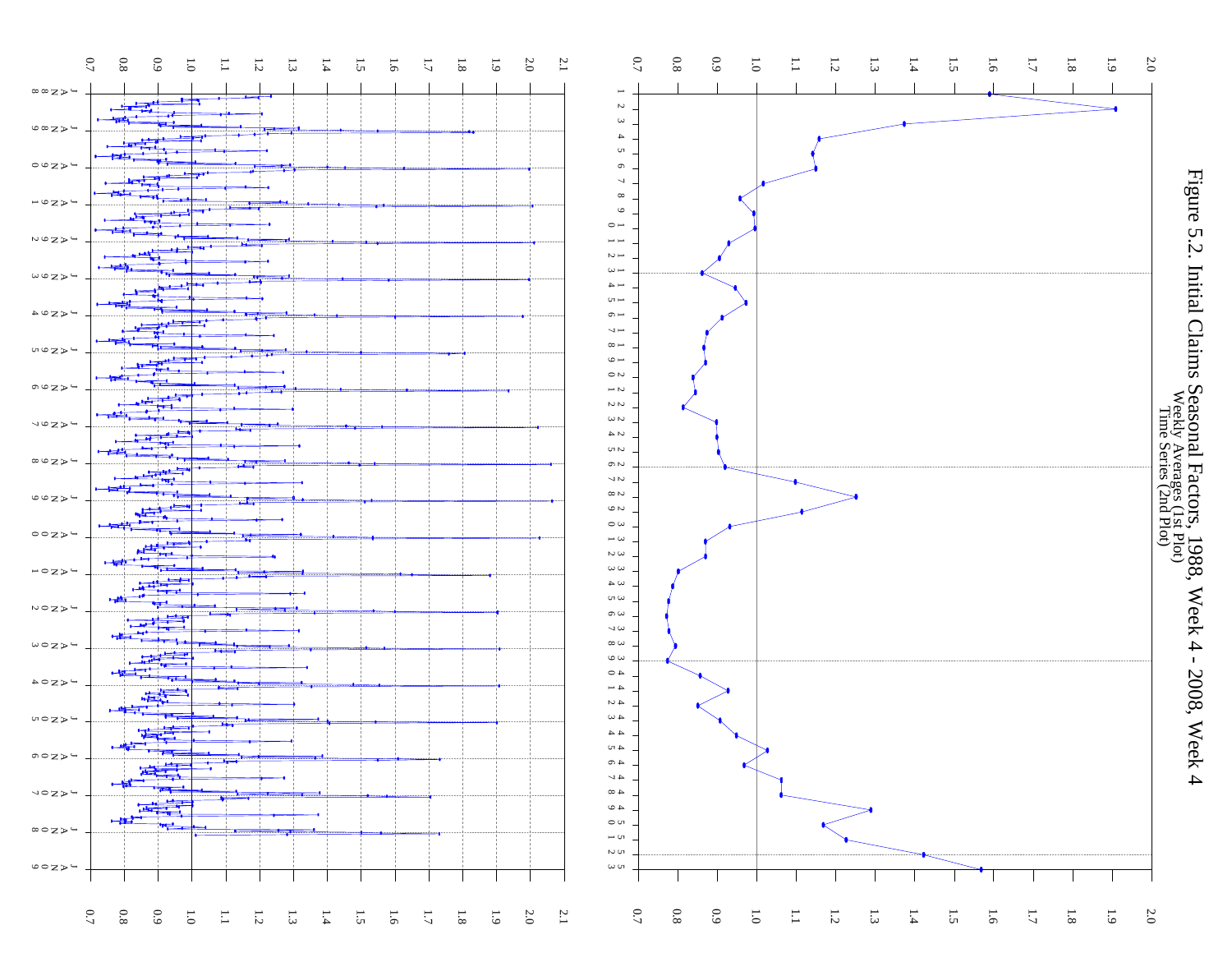# Figure 5.2. Initial Claims Seasonal Factors, 1988, Week 4 - 2008, Week 4

Weekly Averages (1st Plot)

Time Series (2nd Plot)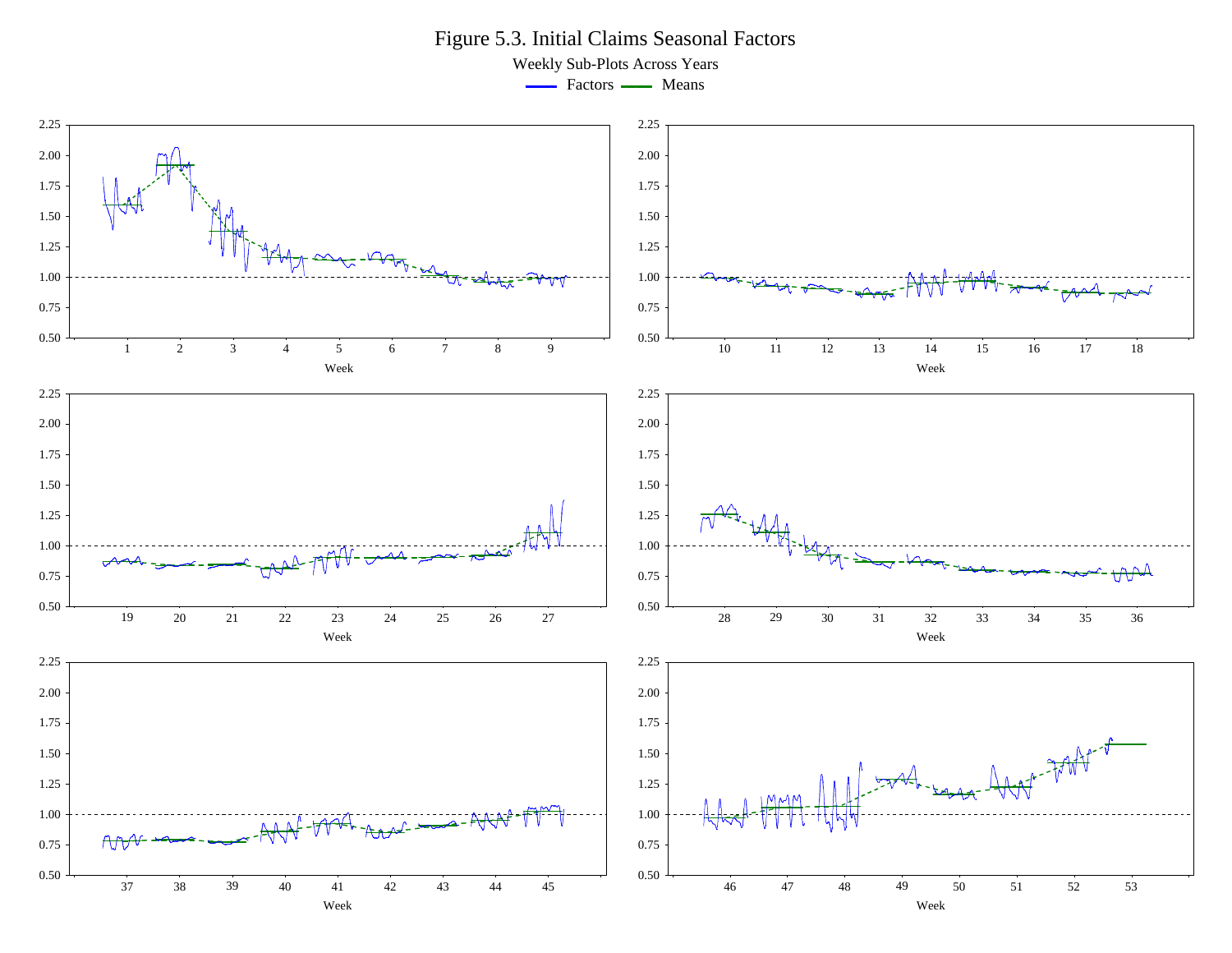# Figure 5.3. Initial Claims Seasonal Factors

Weekly Sub-Plots Across Years

Factors — Means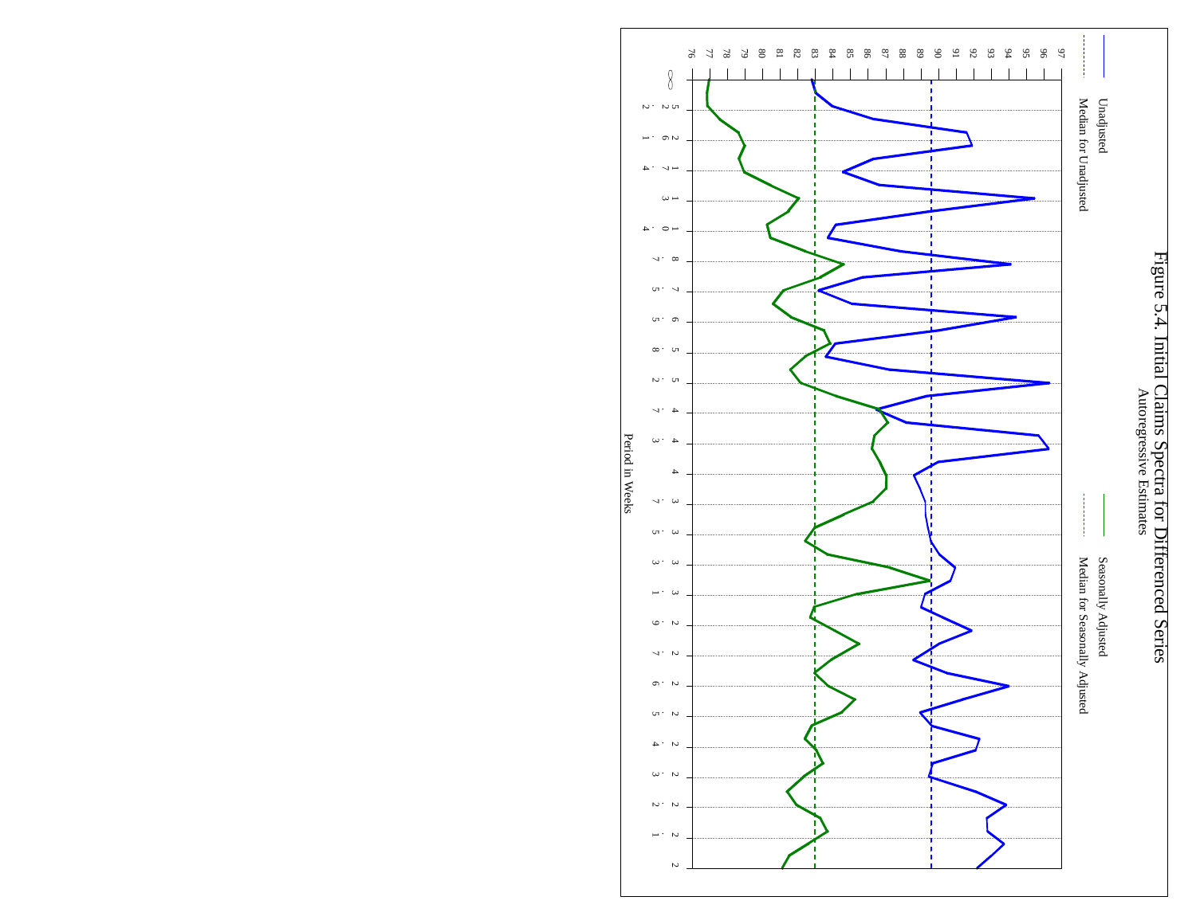# Figure 5.4. Initial Claims Spectra for Differenced Series

Autoregressive Estimates

Unadjusted

Median for Unadjusted

Seasonally Adjusted

Median for Seasonally Adjusted

Period in Weeks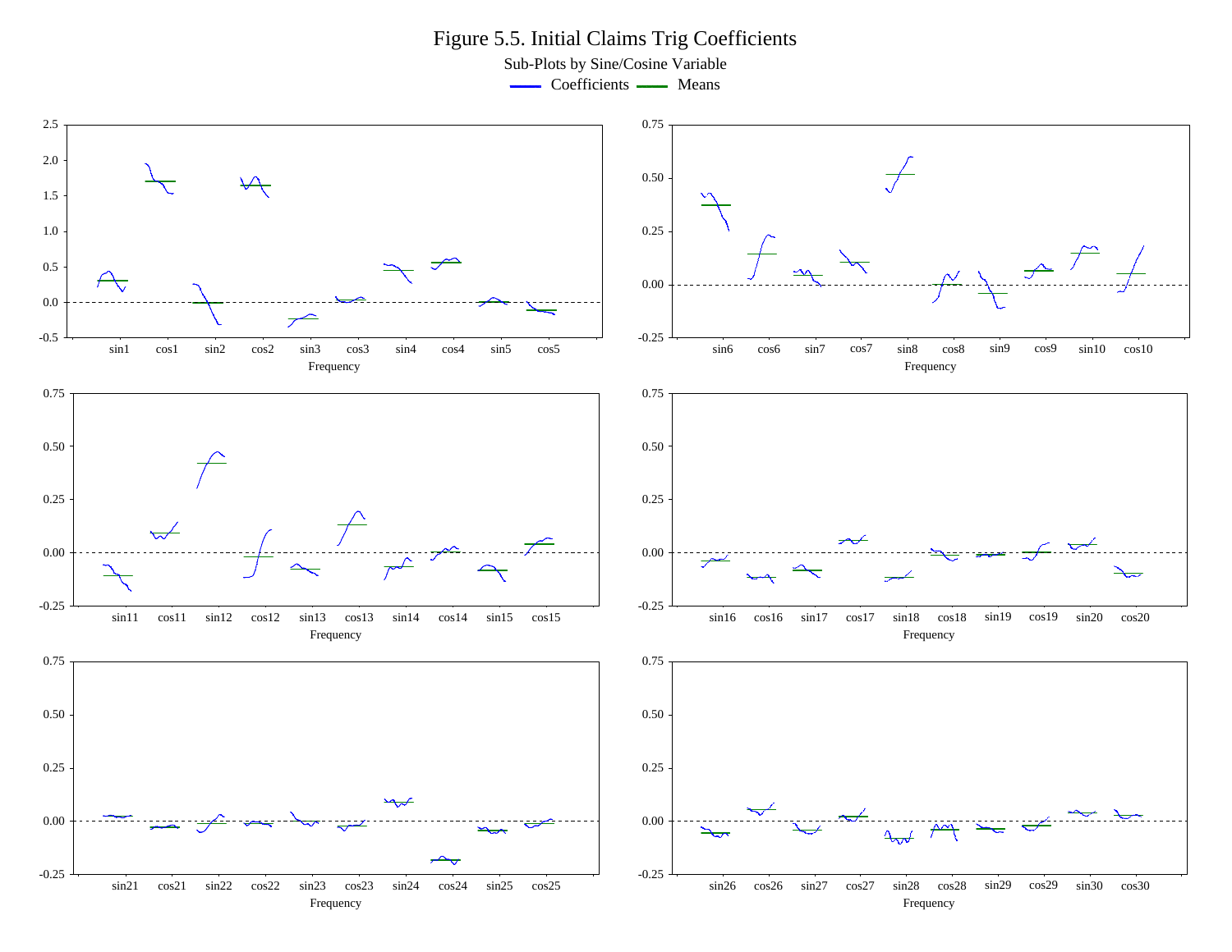# Figure 5.5. Initial Claims Trig Coefficients

Sub-Plots by Sine/Cosine Variable

Coefficients — Means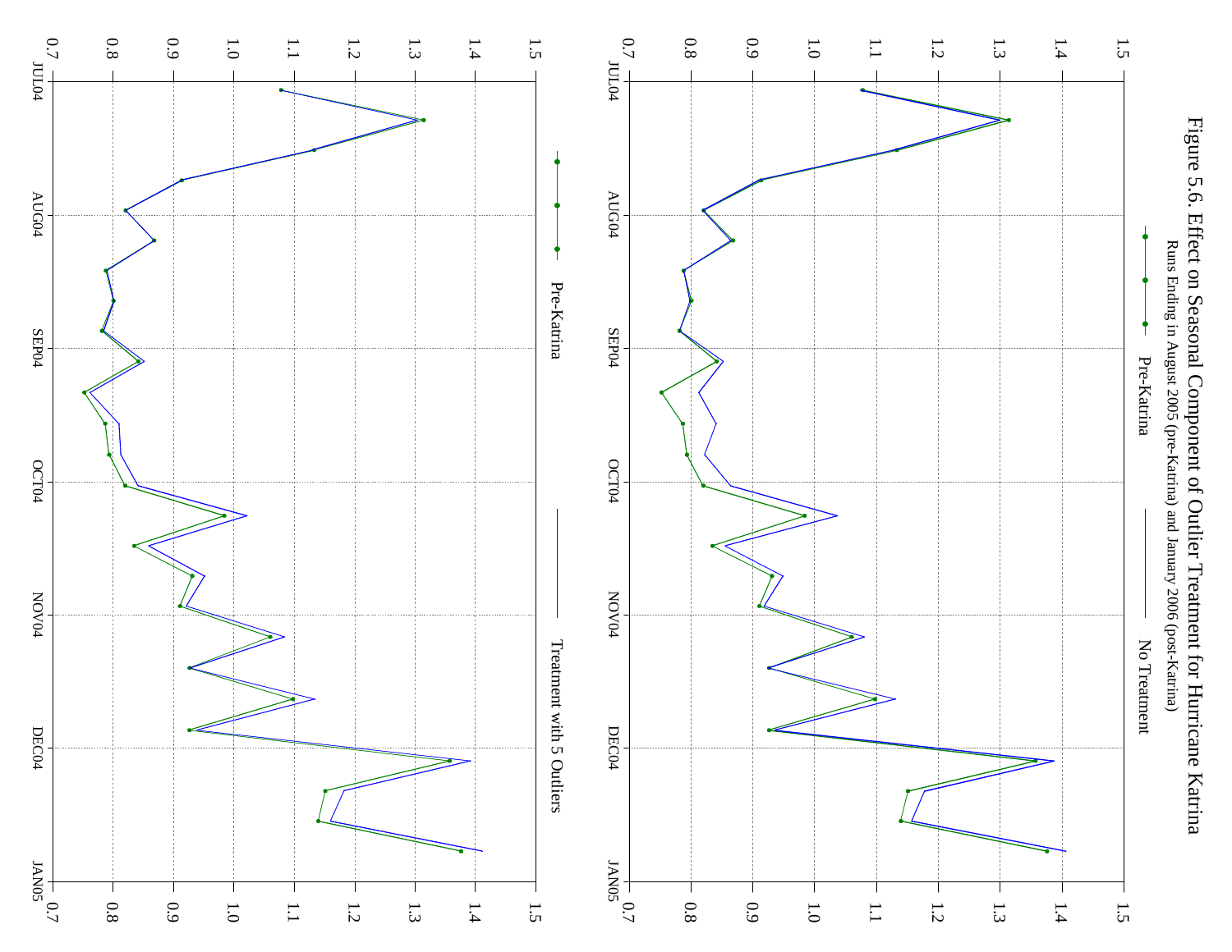# Figure 5.6. Effect on Seasonal Component of Outlier Treatment for Hurricane Katrina

Runs Ending in August 2005 (pre-Katrina) and January 2006 (post-Katrina)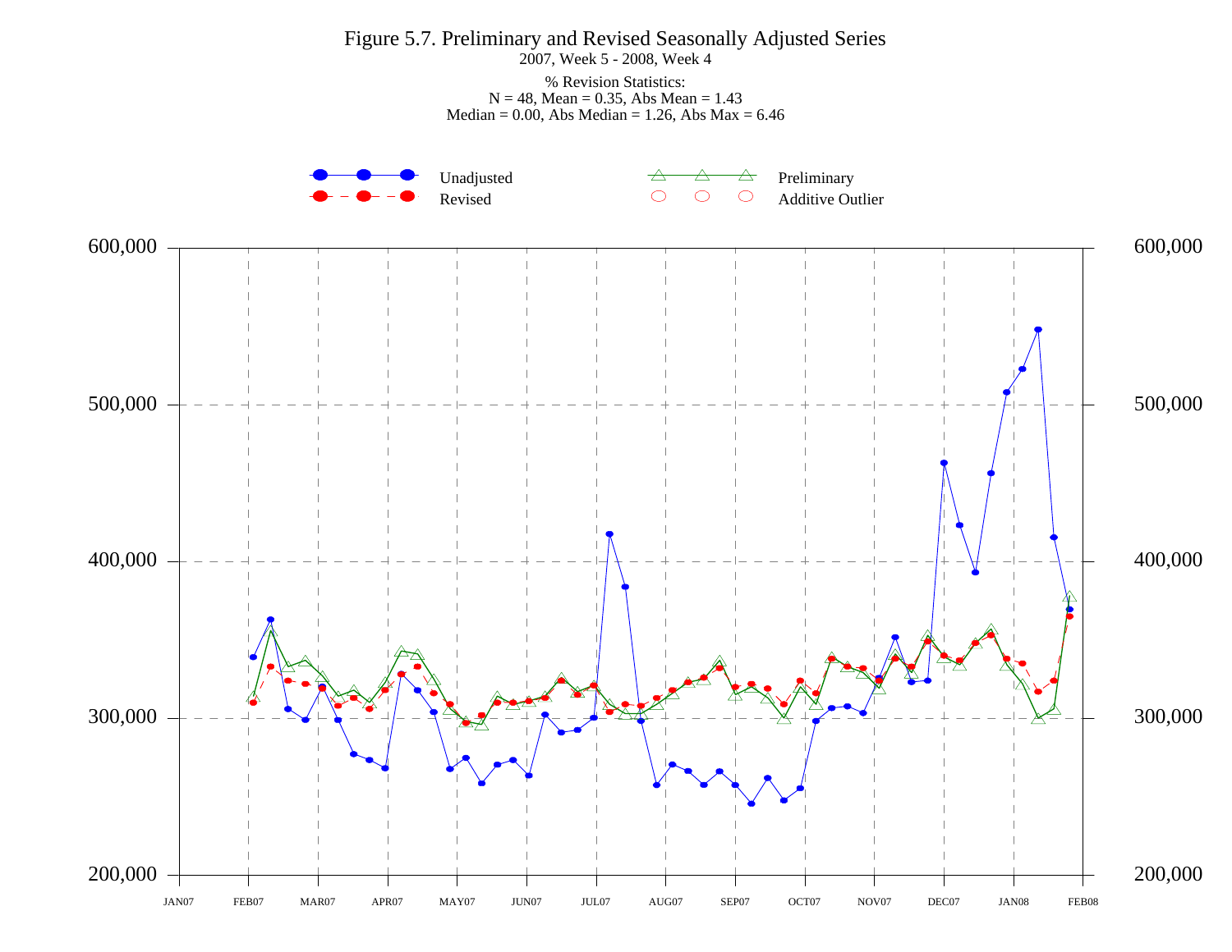Figure 5.7. Preliminary and Revised Seasonally Adjusted Series

2007, Week 5 - 2008, Week 4

% Revision Statistics:

N = 48, Mean = 0.35, Abs Mean = 1.43

Median = 0.00, Abs Median = 1.26, Abs Max = 6.46

Unadjusted

Revised

Preliminary

Additive Outlier

600,000

500,000

400,000

300,000

200,000

JAN07 FEB07 MAR07 APR07 MAY07 JUN07 JUL07 AUG07 SEP07 OCT07 NOV07 DEC07 JAN08 FEB08